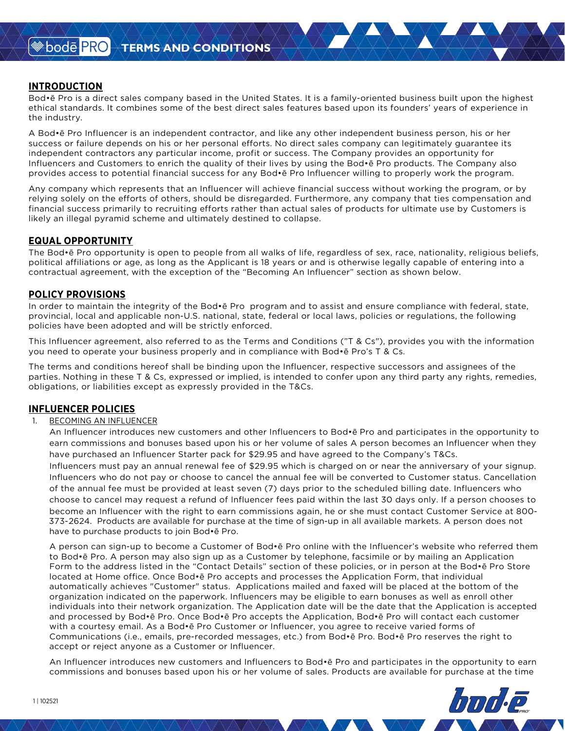# bodē PRO TERMS AND CONDITIONS

## INTRODUCTION

Bod•ē Pro is a direct sales company based in the United States. It is a family-oriented business built upon the highest ethical standards. It combines some of the best direct sales features based upon its founders' years of experience in the industry.

A Bod•ē Pro Influencer is an independent contractor, and like any other independent business person, his or her success or failure depends on his or her personal efforts. No direct sales company can legitimately guarantee its independent contractors any particular income, profit or success. The Company provides an opportunity for Influencers and Customers to enrich the quality of their lives by using the Bod•ē Pro products. The Company also provides access to potential financial success for any Bod•ē Pro Influencer willing to properly work the program.

Any company which represents that an Influencer will achieve financial success without working the program, or by relying solely on the efforts of others, should be disregarded. Furthermore, any company that ties compensation and financial success primarily to recruiting efforts rather than actual sales of products for ultimate use by Customers is likely an illegal pyramid scheme and ultimately destined to collapse.

## EQUAL OPPORTUNITY

The Bod•ē Pro opportunity is open to people from all walks of life, regardless of sex, race, nationality, religious beliefs, political affiliations or age, as long as the Applicant is 18 years or and is otherwise legally capable of entering into a contractual agreement, with the exception of the "Becoming An Influencer" section as shown below.

## POLICY PROVISIONS

In order to maintain the integrity of the Bod•ē Pro program and to assist and ensure compliance with federal, state, provincial, local and applicable non-U.S. national, state, federal or local laws, policies or regulations, the following policies have been adopted and will be strictly enforced.

This Influencer agreement, also referred to as the Terms and Conditions ("T & Cs"), provides you with the information you need to operate your business properly and in compliance with Bod•ē Pro's T & Cs.

The terms and conditions hereof shall be binding upon the Influencer, respective successors and assignees of the parties. Nothing in these T & Cs, expressed or implied, is intended to confer upon any third party any rights, remedies, obligations, or liabilities except as expressly provided in the T&Cs.

## INFLUENCER POLICIES

1. BECOMING AN INFLUENCER

   An Influencer introduces new customers and other Influencers to Bod•ē Pro and participates in the opportunity to earn commissions and bonuses based upon his or her volume of sales A person becomes an Influencer when they have purchased an Influencer Starter pack for $29.95 and have agreed to the Company's T&Cs.

   Influencers must pay an annual renewal fee of $29.95 which is charged on or near the anniversary of your signup. Influencers who do not pay or choose to cancel the annual fee will be converted to Customer status. Cancellation of the annual fee must be provided at least seven (7) days prior to the scheduled billing date. Influencers who choose to cancel may request a refund of Influencer fees paid within the last 30 days only. If a person chooses to become an Influencer with the right to earn commissions again, he or she must contact Customer Service at 800-373-2624. Products are available for purchase at the time of sign-up in all available markets. A person does not have to purchase products to join Bod•ē Pro.

   A person can sign-up to become a Customer of Bod•ē Pro online with the Influencer's website who referred them to Bod•ē Pro. A person may also sign up as a Customer by telephone, facsimile or by mailing an Application Form to the address listed in the "Contact Details" section of these policies, or in person at the Bod•ē Pro Store located at Home office. Once Bod•ē Pro accepts and processes the Application Form, that individual automatically achieves "Customer" status. Applications mailed and faxed will be placed at the bottom of the organization indicated on the paperwork. Influencers may be eligible to earn bonuses as well as enroll other individuals into their network organization. The Application date will be the date that the Application is accepted and processed by Bod•ē Pro. Once Bod•ē Pro accepts the Application, Bod•ē Pro will contact each customer with a courtesy email. As a Bod•ē Pro Customer or Influencer, you agree to receive varied forms of Communications (i.e., emails, pre-recorded messages, etc.) from Bod•ē Pro. Bod•ē Pro reserves the right to accept or reject anyone as a Customer or Influencer.

   An Influencer introduces new customers and Influencers to Bod•ē Pro and participates in the opportunity to earn commissions and bonuses based upon his or her volume of sales. Products are available for purchase at the time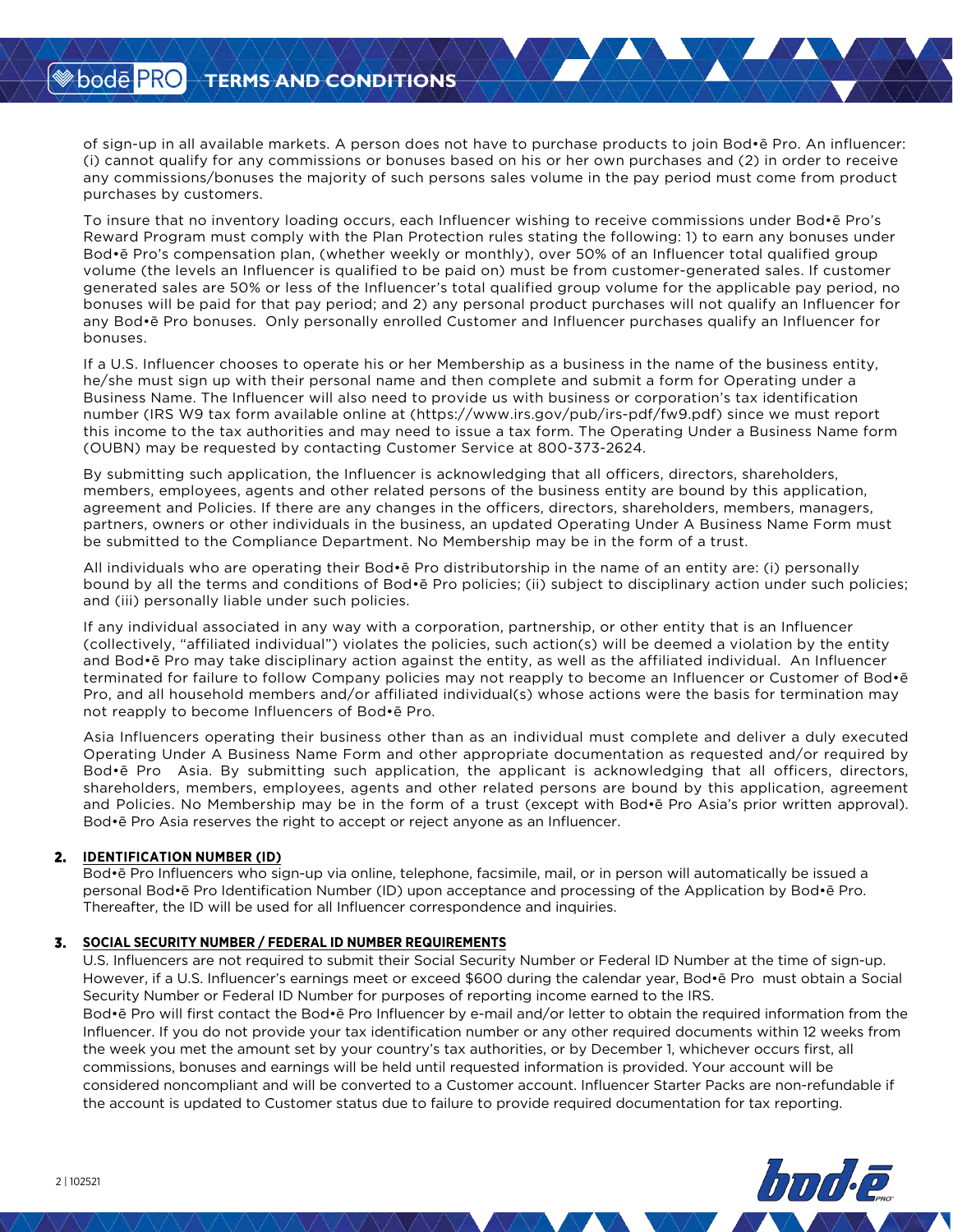of sign-up in all available markets. A person does not have to purchase products to join Bod•ē Pro. An influencer: (i) cannot qualify for any commissions or bonuses based on his or her own purchases and (2) in order to receive any commissions/bonuses the majority of such persons sales volume in the pay period must come from product purchases by customers.

To insure that no inventory loading occurs, each Influencer wishing to receive commissions under Bod•ē Pro's Reward Program must comply with the Plan Protection rules stating the following: 1) to earn any bonuses under Bod•ē Pro's compensation plan, (whether weekly or monthly), over 50% of an Influencer total qualified group volume (the levels an Influencer is qualified to be paid on) must be from customer-generated sales. If customer generated sales are 50% or less of the Influencer's total qualified group volume for the applicable pay period, no bonuses will be paid for that pay period; and 2) any personal product purchases will not qualify an Influencer for any Bod•ē Pro bonuses. Only personally enrolled Customer and Influencer purchases qualify an Influencer for bonuses.

If a U.S. Influencer chooses to operate his or her Membership as a business in the name of the business entity, he/she must sign up with their personal name and then complete and submit a form for Operating under a Business Name. The Influencer will also need to provide us with business or corporation's tax identification number (IRS W9 tax form available online at (https://www.irs.gov/pub/irs-pdf/fw9.pdf) since we must report this income to the tax authorities and may need to issue a tax form. The Operating Under a Business Name form (OUBN) may be requested by contacting Customer Service at 800-373-2624.

By submitting such application, the Influencer is acknowledging that all officers, directors, shareholders, members, employees, agents and other related persons of the business entity are bound by this application, agreement and Policies. If there are any changes in the officers, directors, shareholders, members, managers, partners, owners or other individuals in the business, an updated Operating Under A Business Name Form must be submitted to the Compliance Department. No Membership may be in the form of a trust.

All individuals who are operating their Bod•ē Pro distributorship in the name of an entity are: (i) personally bound by all the terms and conditions of Bod•ē Pro policies; (ii) subject to disciplinary action under such policies; and (iii) personally liable under such policies.

If any individual associated in any way with a corporation, partnership, or other entity that is an Influencer (collectively, "affiliated individual") violates the policies, such action(s) will be deemed a violation by the entity and Bod•ē Pro may take disciplinary action against the entity, as well as the affiliated individual. An Influencer terminated for failure to follow Company policies may not reapply to become an Influencer or Customer of Bod•ē Pro, and all household members and/or affiliated individual(s) whose actions were the basis for termination may not reapply to become Influencers of Bod•ē Pro.

Asia Influencers operating their business other than as an individual must complete and deliver a duly executed Operating Under A Business Name Form and other appropriate documentation as requested and/or required by Bod•ē Pro Asia. By submitting such application, the applicant is acknowledging that all officers, directors, shareholders, members, employees, agents and other related persons are bound by this application, agreement and Policies. No Membership may be in the form of a trust (except with Bod•ē Pro Asia's prior written approval). Bod•ē Pro Asia reserves the right to accept or reject anyone as an Influencer.

## 2. IDENTIFICATION NUMBER (ID)

Bod•ē Pro Influencers who sign-up via online, telephone, facsimile, mail, or in person will automatically be issued a personal Bod•ē Pro Identification Number (ID) upon acceptance and processing of the Application by Bod•ē Pro. Thereafter, the ID will be used for all Influencer correspondence and inquiries.

## 3. SOCIAL SECURITY NUMBER / FEDERAL ID NUMBER REQUIREMENTS

U.S. Influencers are not required to submit their Social Security Number or Federal ID Number at the time of sign-up. However, if a U.S. Influencer's earnings meet or exceed $600 during the calendar year, Bod•ē Pro must obtain a Social Security Number or Federal ID Number for purposes of reporting income earned to the IRS.

Bod•ē Pro will first contact the Bod•ē Pro Influencer by e-mail and/or letter to obtain the required information from the Influencer. If you do not provide your tax identification number or any other required documents within 12 weeks from the week you met the amount set by your country's tax authorities, or by December 1, whichever occurs first, all commissions, bonuses and earnings will be held until requested information is provided. Your account will be considered noncompliant and will be converted to a Customer account. Influencer Starter Packs are non-refundable if the account is updated to Customer status due to failure to provide required documentation for tax reporting.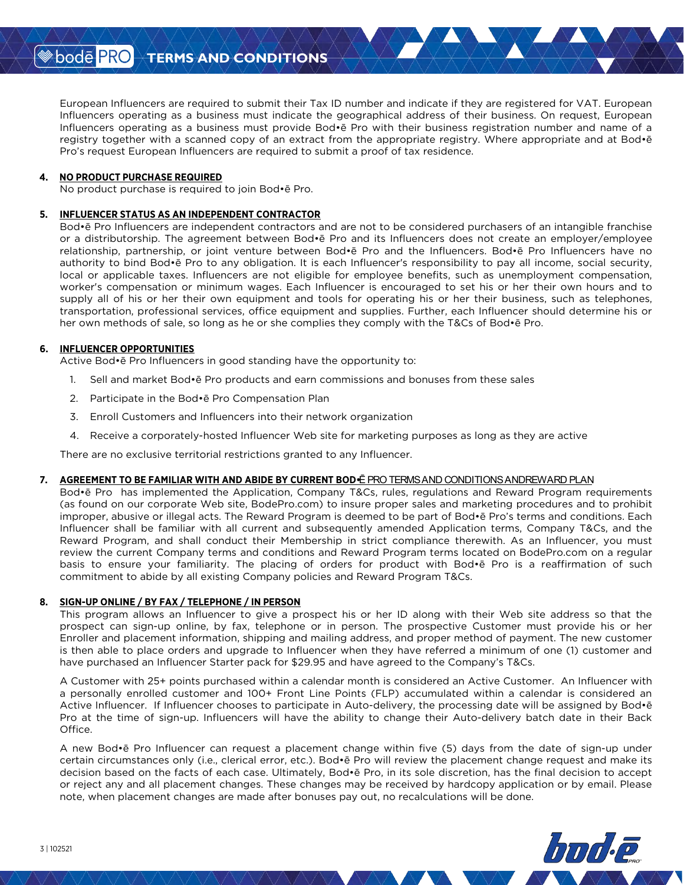European Influencers are required to submit their Tax ID number and indicate if they are registered for VAT. European Influencers operating as a business must indicate the geographical address of their business. On request, European Influencers operating as a business must provide Bod•ē Pro with their business registration number and name of a registry together with a scanned copy of an extract from the appropriate registry. Where appropriate and at Bod•ē Pro's request European Influencers are required to submit a proof of tax residence.

**4. NO PRODUCT PURCHASE REQUIRED**

No product purchase is required to join Bod•ē Pro.

**5. INFLUENCER STATUS AS AN INDEPENDENT CONTRACTOR**

Bod•ē Pro Influencers are independent contractors and are not to be considered purchasers of an intangible franchise or a distributorship. The agreement between Bod•ē Pro and its Influencers does not create an employer/employee relationship, partnership, or joint venture between Bod•ē Pro and the Influencers. Bod•ē Pro Influencers have no authority to bind Bod•ē Pro to any obligation. It is each Influencer's responsibility to pay all income, social security, local or applicable taxes. Influencers are not eligible for employee benefits, such as unemployment compensation, worker's compensation or minimum wages. Each Influencer is encouraged to set his or her their own hours and to supply all of his or her their own equipment and tools for operating his or her their business, such as telephones, transportation, professional services, office equipment and supplies. Further, each Influencer should determine his or her own methods of sale, so long as he or she complies they comply with the T&Cs of Bod•ē Pro.

**6. INFLUENCER OPPORTUNITIES**

Active Bod•ē Pro Influencers in good standing have the opportunity to:

1. Sell and market Bod•ē Pro products and earn commissions and bonuses from these sales
2. Participate in the Bod•ē Pro Compensation Plan
3. Enroll Customers and Influencers into their network organization
4. Receive a corporately-hosted Influencer Web site for marketing purposes as long as they are active

There are no exclusive territorial restrictions granted to any Influencer.

**7. AGREEMENT TO BE FAMILIAR WITH AND ABIDE BY CURRENT BOD•Ē PRO TERMS AND CONDITIONS ANDREWARD PLAN**

Bod•ē Pro has implemented the Application, Company T&Cs, rules, regulations and Reward Program requirements (as found on our corporate Web site, BodePro.com) to insure proper sales and marketing procedures and to prohibit improper, abusive or illegal acts. The Reward Program is deemed to be part of Bod•ē Pro's terms and conditions. Each Influencer shall be familiar with all current and subsequently amended Application terms, Company T&Cs, and the Reward Program, and shall conduct their Membership in strict compliance therewith. As an Influencer, you must review the current Company terms and conditions and Reward Program terms located on BodePro.com on a regular basis to ensure your familiarity. The placing of orders for product with Bod•ē Pro is a reaffirmation of such commitment to abide by all existing Company policies and Reward Program T&Cs.

**8. SIGN-UP ONLINE / BY FAX / TELEPHONE / IN PERSON**

This program allows an Influencer to give a prospect his or her ID along with their Web site address so that the prospect can sign-up online, by fax, telephone or in person. The prospective Customer must provide his or her Enroller and placement information, shipping and mailing address, and proper method of payment. The new customer is then able to place orders and upgrade to Influencer when they have referred a minimum of one (1) customer and have purchased an Influencer Starter pack for $29.95 and have agreed to the Company's T&Cs.

A Customer with 25+ points purchased within a calendar month is considered an Active Customer. An Influencer with a personally enrolled customer and 100+ Front Line Points (FLP) accumulated within a calendar is considered an Active Influencer. If Influencer chooses to participate in Auto-delivery, the processing date will be assigned by Bod•ē Pro at the time of sign-up. Influencers will have the ability to change their Auto-delivery batch date in their Back Office.

A new Bod•ē Pro Influencer can request a placement change within five (5) days from the date of sign-up under certain circumstances only (i.e., clerical error, etc.). Bod•ē Pro will review the placement change request and make its decision based on the facts of each case. Ultimately, Bod•ē Pro, in its sole discretion, has the final decision to accept or reject any and all placement changes. These changes may be received by hardcopy application or by email. Please note, when placement changes are made after bonuses pay out, no recalculations will be done.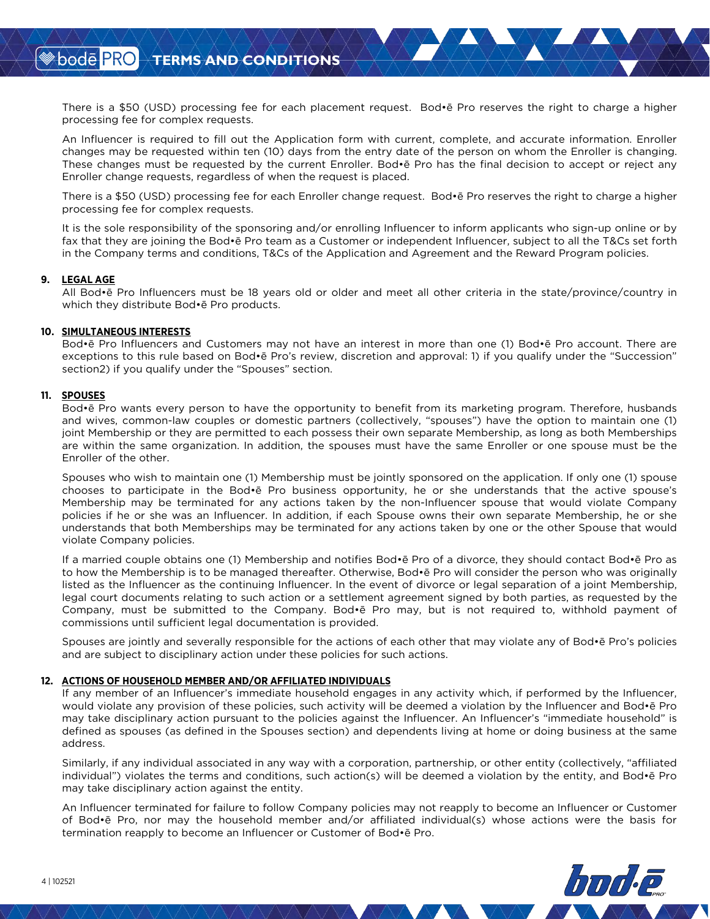There is a $50 (USD) processing fee for each placement request. Bod•ē Pro reserves the right to charge a higher processing fee for complex requests.

An Influencer is required to fill out the Application form with current, complete, and accurate information. Enroller changes may be requested within ten (10) days from the entry date of the person on whom the Enroller is changing. These changes must be requested by the current Enroller. Bod•ē Pro has the final decision to accept or reject any Enroller change requests, regardless of when the request is placed.

There is a $50 (USD) processing fee for each Enroller change request. Bod•ē Pro reserves the right to charge a higher processing fee for complex requests.

It is the sole responsibility of the sponsoring and/or enrolling Influencer to inform applicants who sign-up online or by fax that they are joining the Bod•ē Pro team as a Customer or independent Influencer, subject to all the T&Cs set forth in the Company terms and conditions, T&Cs of the Application and Agreement and the Reward Program policies.

### 9. LEGAL AGE

All Bod•ē Pro Influencers must be 18 years old or older and meet all other criteria in the state/province/country in which they distribute Bod•ē Pro products.

### 10. SIMULTANEOUS INTERESTS

Bod•ē Pro Influencers and Customers may not have an interest in more than one (1) Bod•ē Pro account. There are exceptions to this rule based on Bod•ē Pro's review, discretion and approval: 1) if you qualify under the "Succession" section2) if you qualify under the "Spouses" section.

### 11. SPOUSES

Bod•ē Pro wants every person to have the opportunity to benefit from its marketing program. Therefore, husbands and wives, common-law couples or domestic partners (collectively, "spouses") have the option to maintain one (1) joint Membership or they are permitted to each possess their own separate Membership, as long as both Memberships are within the same organization. In addition, the spouses must have the same Enroller or one spouse must be the Enroller of the other.

Spouses who wish to maintain one (1) Membership must be jointly sponsored on the application. If only one (1) spouse chooses to participate in the Bod•ē Pro business opportunity, he or she understands that the active spouse's Membership may be terminated for any actions taken by the non-Influencer spouse that would violate Company policies if he or she was an Influencer. In addition, if each Spouse owns their own separate Membership, he or she understands that both Memberships may be terminated for any actions taken by one or the other Spouse that would violate Company policies.

If a married couple obtains one (1) Membership and notifies Bod•ē Pro of a divorce, they should contact Bod•ē Pro as to how the Membership is to be managed thereafter. Otherwise, Bod•ē Pro will consider the person who was originally listed as the Influencer as the continuing Influencer. In the event of divorce or legal separation of a joint Membership, legal court documents relating to such action or a settlement agreement signed by both parties, as requested by the Company, must be submitted to the Company. Bod•ē Pro may, but is not required to, withhold payment of commissions until sufficient legal documentation is provided.

Spouses are jointly and severally responsible for the actions of each other that may violate any of Bod•ē Pro's policies and are subject to disciplinary action under these policies for such actions.

### 12. ACTIONS OF HOUSEHOLD MEMBER AND/OR AFFILIATED INDIVIDUALS

If any member of an Influencer's immediate household engages in any activity which, if performed by the Influencer, would violate any provision of these policies, such activity will be deemed a violation by the Influencer and Bod•ē Pro may take disciplinary action pursuant to the policies against the Influencer. An Influencer's "immediate household" is defined as spouses (as defined in the Spouses section) and dependents living at home or doing business at the same address.

Similarly, if any individual associated in any way with a corporation, partnership, or other entity (collectively, "affiliated individual") violates the terms and conditions, such action(s) will be deemed a violation by the entity, and Bod•ē Pro may take disciplinary action against the entity.

An Influencer terminated for failure to follow Company policies may not reapply to become an Influencer or Customer of Bod•ē Pro, nor may the household member and/or affiliated individual(s) whose actions were the basis for termination reapply to become an Influencer or Customer of Bod•ē Pro.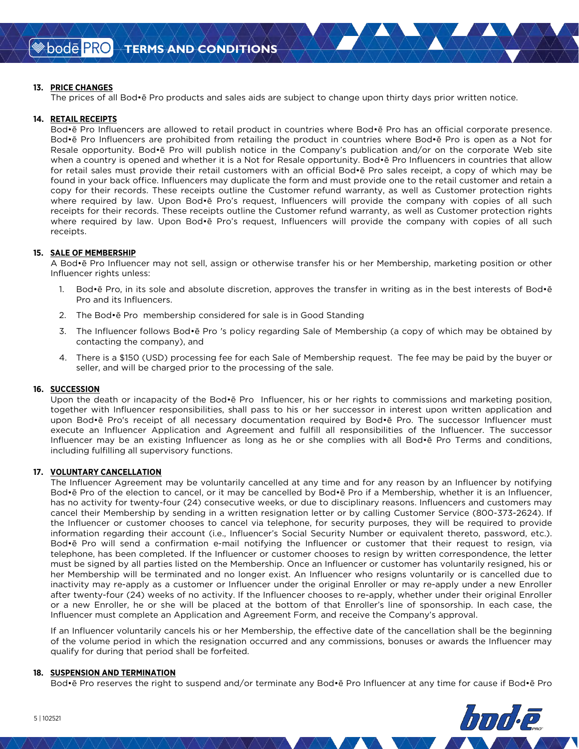### 13. PRICE CHANGES

The prices of all Bod•ē Pro products and sales aids are subject to change upon thirty days prior written notice.

### 14. RETAIL RECEIPTS

Bod•ē Pro Influencers are allowed to retail product in countries where Bod•ē Pro has an official corporate presence. Bod•ē Pro Influencers are prohibited from retailing the product in countries where Bod•ē Pro is open as a Not for Resale opportunity. Bod•ē Pro will publish notice in the Company's publication and/or on the corporate Web site when a country is opened and whether it is a Not for Resale opportunity. Bod•ē Pro Influencers in countries that allow for retail sales must provide their retail customers with an official Bod•ē Pro sales receipt, a copy of which may be found in your back office. Influencers may duplicate the form and must provide one to the retail customer and retain a copy for their records. These receipts outline the Customer refund warranty, as well as Customer protection rights where required by law. Upon Bod•ē Pro's request, Influencers will provide the company with copies of all such receipts for their records. These receipts outline the Customer refund warranty, as well as Customer protection rights where required by law. Upon Bod•ē Pro's request, Influencers will provide the company with copies of all such receipts.

### 15. SALE OF MEMBERSHIP

A Bod•ē Pro Influencer may not sell, assign or otherwise transfer his or her Membership, marketing position or other Influencer rights unless:

1. Bod•ē Pro, in its sole and absolute discretion, approves the transfer in writing as in the best interests of Bod•ē Pro and its Influencers.
2. The Bod•ē Pro membership considered for sale is in Good Standing
3. The Influencer follows Bod•ē Pro 's policy regarding Sale of Membership (a copy of which may be obtained by contacting the company), and
4. There is a $150 (USD) processing fee for each Sale of Membership request. The fee may be paid by the buyer or seller, and will be charged prior to the processing of the sale.

### 16. SUCCESSION

Upon the death or incapacity of the Bod•ē Pro Influencer, his or her rights to commissions and marketing position, together with Influencer responsibilities, shall pass to his or her successor in interest upon written application and upon Bod•ē Pro's receipt of all necessary documentation required by Bod•ē Pro. The successor Influencer must execute an Influencer Application and Agreement and fulfill all responsibilities of the Influencer. The successor Influencer may be an existing Influencer as long as he or she complies with all Bod•ē Pro Terms and conditions, including fulfilling all supervisory functions.

### 17. VOLUNTARY CANCELLATION

The Influencer Agreement may be voluntarily cancelled at any time and for any reason by an Influencer by notifying Bod•ē Pro of the election to cancel, or it may be cancelled by Bod•ē Pro if a Membership, whether it is an Influencer, has no activity for twenty-four (24) consecutive weeks, or due to disciplinary reasons. Influencers and customers may cancel their Membership by sending in a written resignation letter or by calling Customer Service (800-373-2624). If the Influencer or customer chooses to cancel via telephone, for security purposes, they will be required to provide information regarding their account (i.e., Influencer's Social Security Number or equivalent thereto, password, etc.). Bod•ē Pro will send a confirmation e-mail notifying the Influencer or customer that their request to resign, via telephone, has been completed. If the Influencer or customer chooses to resign by written correspondence, the letter must be signed by all parties listed on the Membership. Once an Influencer or customer has voluntarily resigned, his or her Membership will be terminated and no longer exist. An Influencer who resigns voluntarily or is cancelled due to inactivity may re-apply as a customer or Influencer under the original Enroller or may re-apply under a new Enroller after twenty-four (24) weeks of no activity. If the Influencer chooses to re-apply, whether under their original Enroller or a new Enroller, he or she will be placed at the bottom of that Enroller's line of sponsorship. In each case, the Influencer must complete an Application and Agreement Form, and receive the Company's approval.

If an Influencer voluntarily cancels his or her Membership, the effective date of the cancellation shall be the beginning of the volume period in which the resignation occurred and any commissions, bonuses or awards the Influencer may qualify for during that period shall be forfeited.

### 18. SUSPENSION AND TERMINATION

Bod•ē Pro reserves the right to suspend and/or terminate any Bod•ē Pro Influencer at any time for cause if Bod•ē Pro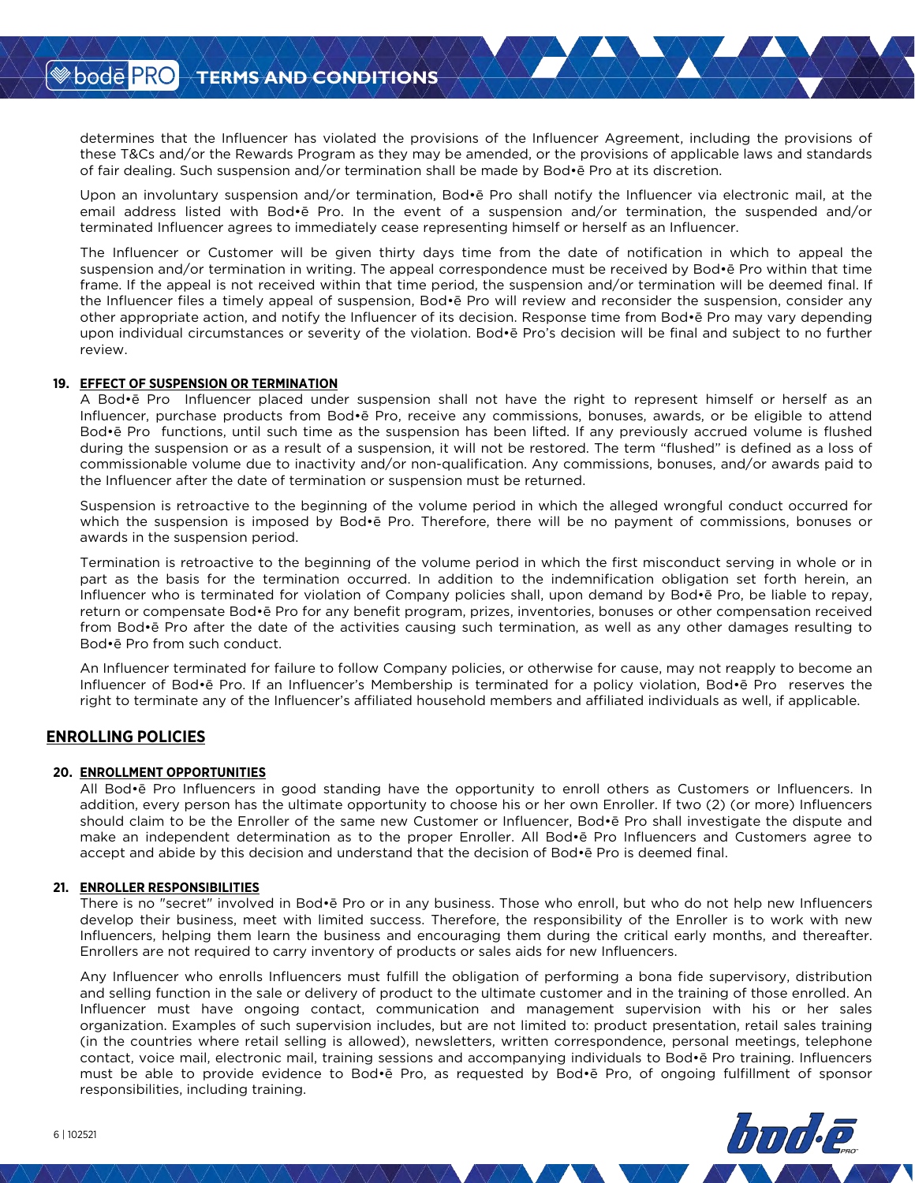determines that the Influencer has violated the provisions of the Influencer Agreement, including the provisions of these T&Cs and/or the Rewards Program as they may be amended, or the provisions of applicable laws and standards of fair dealing. Such suspension and/or termination shall be made by Bod•ē Pro at its discretion.

Upon an involuntary suspension and/or termination, Bod•ē Pro shall notify the Influencer via electronic mail, at the email address listed with Bod•ē Pro. In the event of a suspension and/or termination, the suspended and/or terminated Influencer agrees to immediately cease representing himself or herself as an Influencer.

The Influencer or Customer will be given thirty days time from the date of notification in which to appeal the suspension and/or termination in writing. The appeal correspondence must be received by Bod•ē Pro within that time frame. If the appeal is not received within that time period, the suspension and/or termination will be deemed final. If the Influencer files a timely appeal of suspension, Bod•ē Pro will review and reconsider the suspension, consider any other appropriate action, and notify the Influencer of its decision. Response time from Bod•ē Pro may vary depending upon individual circumstances or severity of the violation. Bod•ē Pro's decision will be final and subject to no further review.

**19. EFFECT OF SUSPENSION OR TERMINATION**

A Bod•ē Pro Influencer placed under suspension shall not have the right to represent himself or herself as an Influencer, purchase products from Bod•ē Pro, receive any commissions, bonuses, awards, or be eligible to attend Bod•ē Pro functions, until such time as the suspension has been lifted. If any previously accrued volume is flushed during the suspension or as a result of a suspension, it will not be restored. The term "flushed" is defined as a loss of commissionable volume due to inactivity and/or non-qualification. Any commissions, bonuses, and/or awards paid to the Influencer after the date of termination or suspension must be returned.

Suspension is retroactive to the beginning of the volume period in which the alleged wrongful conduct occurred for which the suspension is imposed by Bod•ē Pro. Therefore, there will be no payment of commissions, bonuses or awards in the suspension period.

Termination is retroactive to the beginning of the volume period in which the first misconduct serving in whole or in part as the basis for the termination occurred. In addition to the indemnification obligation set forth herein, an Influencer who is terminated for violation of Company policies shall, upon demand by Bod•ē Pro, be liable to repay, return or compensate Bod•ē Pro for any benefit program, prizes, inventories, bonuses or other compensation received from Bod•ē Pro after the date of the activities causing such termination, as well as any other damages resulting to Bod•ē Pro from such conduct.

An Influencer terminated for failure to follow Company policies, or otherwise for cause, may not reapply to become an Influencer of Bod•ē Pro. If an Influencer's Membership is terminated for a policy violation, Bod•ē Pro reserves the right to terminate any of the Influencer's affiliated household members and affiliated individuals as well, if applicable.

## ENROLLING POLICIES

**20. ENROLLMENT OPPORTUNITIES**

All Bod•ē Pro Influencers in good standing have the opportunity to enroll others as Customers or Influencers. In addition, every person has the ultimate opportunity to choose his or her own Enroller. If two (2) (or more) Influencers should claim to be the Enroller of the same new Customer or Influencer, Bod•ē Pro shall investigate the dispute and make an independent determination as to the proper Enroller. All Bod•ē Pro Influencers and Customers agree to accept and abide by this decision and understand that the decision of Bod•ē Pro is deemed final.

**21. ENROLLER RESPONSIBILITIES**

There is no "secret" involved in Bod•ē Pro or in any business. Those who enroll, but who do not help new Influencers develop their business, meet with limited success. Therefore, the responsibility of the Enroller is to work with new Influencers, helping them learn the business and encouraging them during the critical early months, and thereafter. Enrollers are not required to carry inventory of products or sales aids for new Influencers.

Any Influencer who enrolls Influencers must fulfill the obligation of performing a bona fide supervisory, distribution and selling function in the sale or delivery of product to the ultimate customer and in the training of those enrolled. An Influencer must have ongoing contact, communication and management supervision with his or her sales organization. Examples of such supervision includes, but are not limited to: product presentation, retail sales training (in the countries where retail selling is allowed), newsletters, written correspondence, personal meetings, telephone contact, voice mail, electronic mail, training sessions and accompanying individuals to Bod•ē Pro training. Influencers must be able to provide evidence to Bod•ē Pro, as requested by Bod•ē Pro, of ongoing fulfillment of sponsor responsibilities, including training.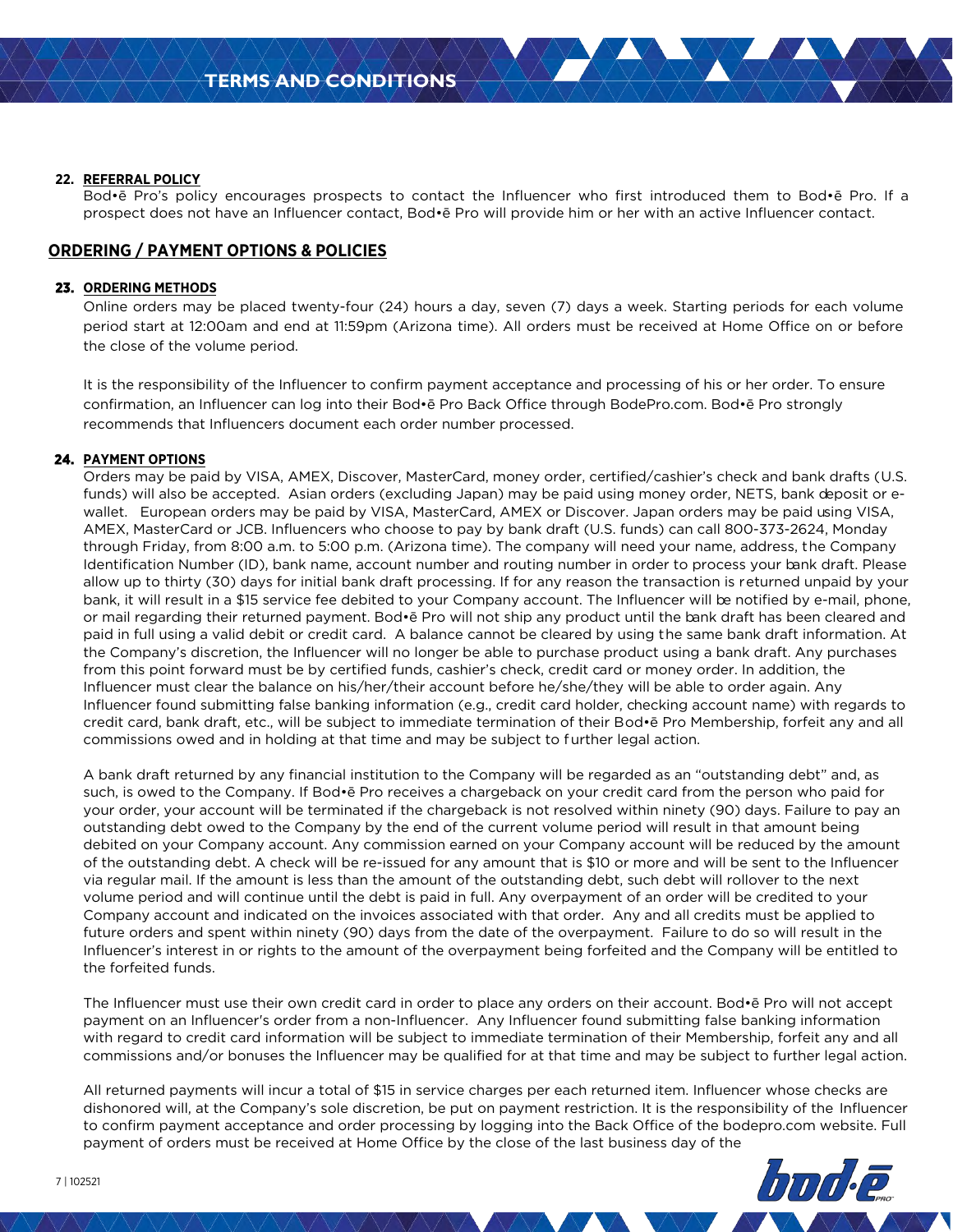**22. REFERRAL POLICY**

Bod•ē Pro's policy encourages prospects to contact the Influencer who first introduced them to Bod•ē Pro. If a prospect does not have an Influencer contact, Bod•ē Pro will provide him or her with an active Influencer contact.

## ORDERING / PAYMENT OPTIONS & POLICIES

**23. ORDERING METHODS**

Online orders may be placed twenty-four (24) hours a day, seven (7) days a week. Starting periods for each volume period start at 12:00am and end at 11:59pm (Arizona time). All orders must be received at Home Office on or before the close of the volume period.

It is the responsibility of the Influencer to confirm payment acceptance and processing of his or her order. To ensure confirmation, an Influencer can log into their Bod•ē Pro Back Office through BodePro.com. Bod•ē Pro strongly recommends that Influencers document each order number processed.

**24. PAYMENT OPTIONS**

Orders may be paid by VISA, AMEX, Discover, MasterCard, money order, certified/cashier's check and bank drafts (U.S. funds) will also be accepted. Asian orders (excluding Japan) may be paid using money order, NETS, bank deposit or e-wallet. European orders may be paid by VISA, MasterCard, AMEX or Discover. Japan orders may be paid using VISA, AMEX, MasterCard or JCB. Influencers who choose to pay by bank draft (U.S. funds) can call 800-373-2624, Monday through Friday, from 8:00 a.m. to 5:00 p.m. (Arizona time). The company will need your name, address, the Company Identification Number (ID), bank name, account number and routing number in order to process your bank draft. Please allow up to thirty (30) days for initial bank draft processing. If for any reason the transaction is returned unpaid by your bank, it will result in a $15 service fee debited to your Company account. The Influencer will be notified by e-mail, phone, or mail regarding their returned payment. Bod•ē Pro will not ship any product until the bank draft has been cleared and paid in full using a valid debit or credit card. A balance cannot be cleared by using the same bank draft information. At the Company's discretion, the Influencer will no longer be able to purchase product using a bank draft. Any purchases from this point forward must be by certified funds, cashier's check, credit card or money order. In addition, the Influencer must clear the balance on his/her/their account before he/she/they will be able to order again. Any Influencer found submitting false banking information (e.g., credit card holder, checking account name) with regards to credit card, bank draft, etc., will be subject to immediate termination of their Bod•ē Pro Membership, forfeit any and all commissions owed and in holding at that time and may be subject to further legal action.

A bank draft returned by any financial institution to the Company will be regarded as an "outstanding debt" and, as such, is owed to the Company. If Bod•ē Pro receives a chargeback on your credit card from the person who paid for your order, your account will be terminated if the chargeback is not resolved within ninety (90) days. Failure to pay an outstanding debt owed to the Company by the end of the current volume period will result in that amount being debited on your Company account. Any commission earned on your Company account will be reduced by the amount of the outstanding debt. A check will be re-issued for any amount that is $10 or more and will be sent to the Influencer via regular mail. If the amount is less than the amount of the outstanding debt, such debt will rollover to the next volume period and will continue until the debt is paid in full. Any overpayment of an order will be credited to your Company account and indicated on the invoices associated with that order. Any and all credits must be applied to future orders and spent within ninety (90) days from the date of the overpayment. Failure to do so will result in the Influencer's interest in or rights to the amount of the overpayment being forfeited and the Company will be entitled to the forfeited funds.

The Influencer must use their own credit card in order to place any orders on their account. Bod•ē Pro will not accept payment on an Influencer's order from a non-Influencer. Any Influencer found submitting false banking information with regard to credit card information will be subject to immediate termination of their Membership, forfeit any and all commissions and/or bonuses the Influencer may be qualified for at that time and may be subject to further legal action.

All returned payments will incur a total of $15 in service charges per each returned item. Influencer whose checks are dishonored will, at the Company's sole discretion, be put on payment restriction. It is the responsibility of the Influencer to confirm payment acceptance and order processing by logging into the Back Office of the bodepro.com website. Full payment of orders must be received at Home Office by the close of the last business day of the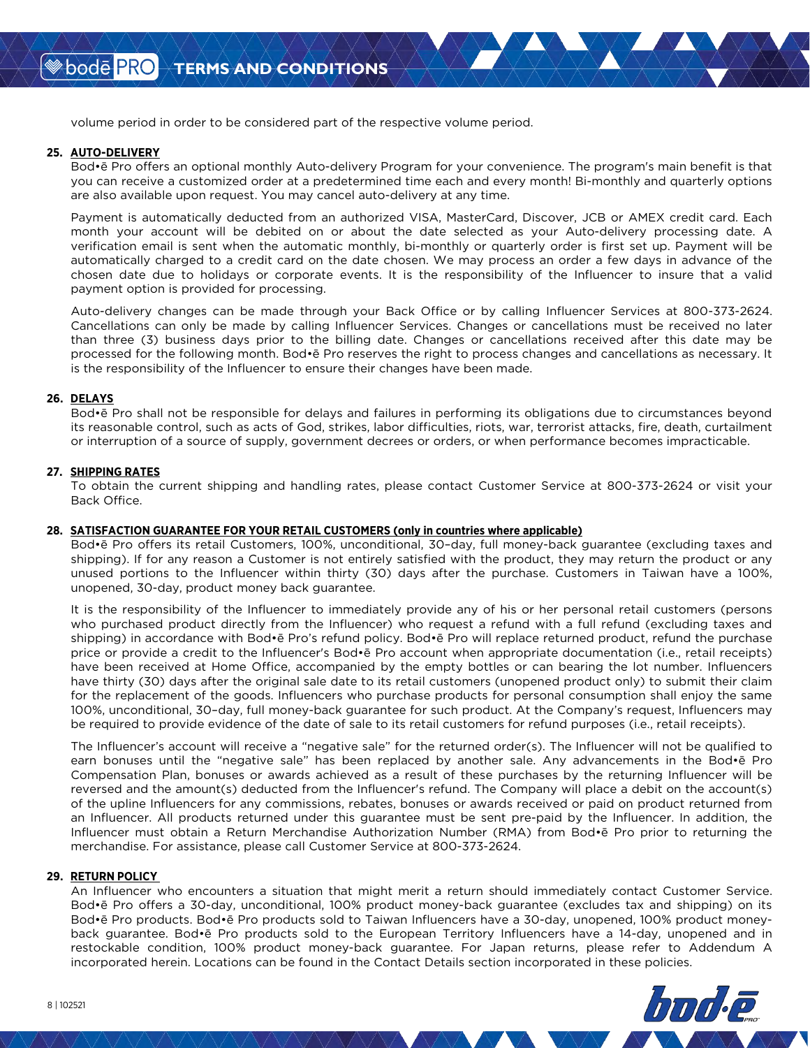volume period in order to be considered part of the respective volume period.

**25. AUTO-DELIVERY**

Bod•ē Pro offers an optional monthly Auto-delivery Program for your convenience. The program's main benefit is that you can receive a customized order at a predetermined time each and every month! Bi-monthly and quarterly options are also available upon request. You may cancel auto-delivery at any time.

Payment is automatically deducted from an authorized VISA, MasterCard, Discover, JCB or AMEX credit card. Each month your account will be debited on or about the date selected as your Auto-delivery processing date. A verification email is sent when the automatic monthly, bi-monthly or quarterly order is first set up. Payment will be automatically charged to a credit card on the date chosen. We may process an order a few days in advance of the chosen date due to holidays or corporate events. It is the responsibility of the Influencer to insure that a valid payment option is provided for processing.

Auto-delivery changes can be made through your Back Office or by calling Influencer Services at 800-373-2624. Cancellations can only be made by calling Influencer Services. Changes or cancellations must be received no later than three (3) business days prior to the billing date. Changes or cancellations received after this date may be processed for the following month. Bod•ē Pro reserves the right to process changes and cancellations as necessary. It is the responsibility of the Influencer to ensure their changes have been made.

**26. DELAYS**

Bod•ē Pro shall not be responsible for delays and failures in performing its obligations due to circumstances beyond its reasonable control, such as acts of God, strikes, labor difficulties, riots, war, terrorist attacks, fire, death, curtailment or interruption of a source of supply, government decrees or orders, or when performance becomes impracticable.

**27. SHIPPING RATES**

To obtain the current shipping and handling rates, please contact Customer Service at 800-373-2624 or visit your Back Office.

**28. SATISFACTION GUARANTEE FOR YOUR RETAIL CUSTOMERS (only in countries where applicable)**

Bod•ē Pro offers its retail Customers, 100%, unconditional, 30–day, full money-back guarantee (excluding taxes and shipping). If for any reason a Customer is not entirely satisfied with the product, they may return the product or any unused portions to the Influencer within thirty (30) days after the purchase. Customers in Taiwan have a 100%, unopened, 30-day, product money back guarantee.

It is the responsibility of the Influencer to immediately provide any of his or her personal retail customers (persons who purchased product directly from the Influencer) who request a refund with a full refund (excluding taxes and shipping) in accordance with Bod•ē Pro's refund policy. Bod•ē Pro will replace returned product, refund the purchase price or provide a credit to the Influencer's Bod•ē Pro account when appropriate documentation (i.e., retail receipts) have been received at Home Office, accompanied by the empty bottles or can bearing the lot number. Influencers have thirty (30) days after the original sale date to its retail customers (unopened product only) to submit their claim for the replacement of the goods. Influencers who purchase products for personal consumption shall enjoy the same 100%, unconditional, 30–day, full money-back guarantee for such product. At the Company's request, Influencers may be required to provide evidence of the date of sale to its retail customers for refund purposes (i.e., retail receipts).

The Influencer's account will receive a "negative sale" for the returned order(s). The Influencer will not be qualified to earn bonuses until the "negative sale" has been replaced by another sale. Any advancements in the Bod•ē Pro Compensation Plan, bonuses or awards achieved as a result of these purchases by the returning Influencer will be reversed and the amount(s) deducted from the Influencer's refund. The Company will place a debit on the account(s) of the upline Influencers for any commissions, rebates, bonuses or awards received or paid on product returned from an Influencer. All products returned under this guarantee must be sent pre-paid by the Influencer. In addition, the Influencer must obtain a Return Merchandise Authorization Number (RMA) from Bod•ē Pro prior to returning the merchandise. For assistance, please call Customer Service at 800-373-2624.

**29. RETURN POLICY**

An Influencer who encounters a situation that might merit a return should immediately contact Customer Service. Bod•ē Pro offers a 30-day, unconditional, 100% product money-back guarantee (excludes tax and shipping) on its Bod•ē Pro products. Bod•ē Pro products sold to Taiwan Influencers have a 30-day, unopened, 100% product money-back guarantee. Bod•ē Pro products sold to the European Territory Influencers have a 14-day, unopened and in restockable condition, 100% product money-back guarantee. For Japan returns, please refer to Addendum A incorporated herein. Locations can be found in the Contact Details section incorporated in these policies.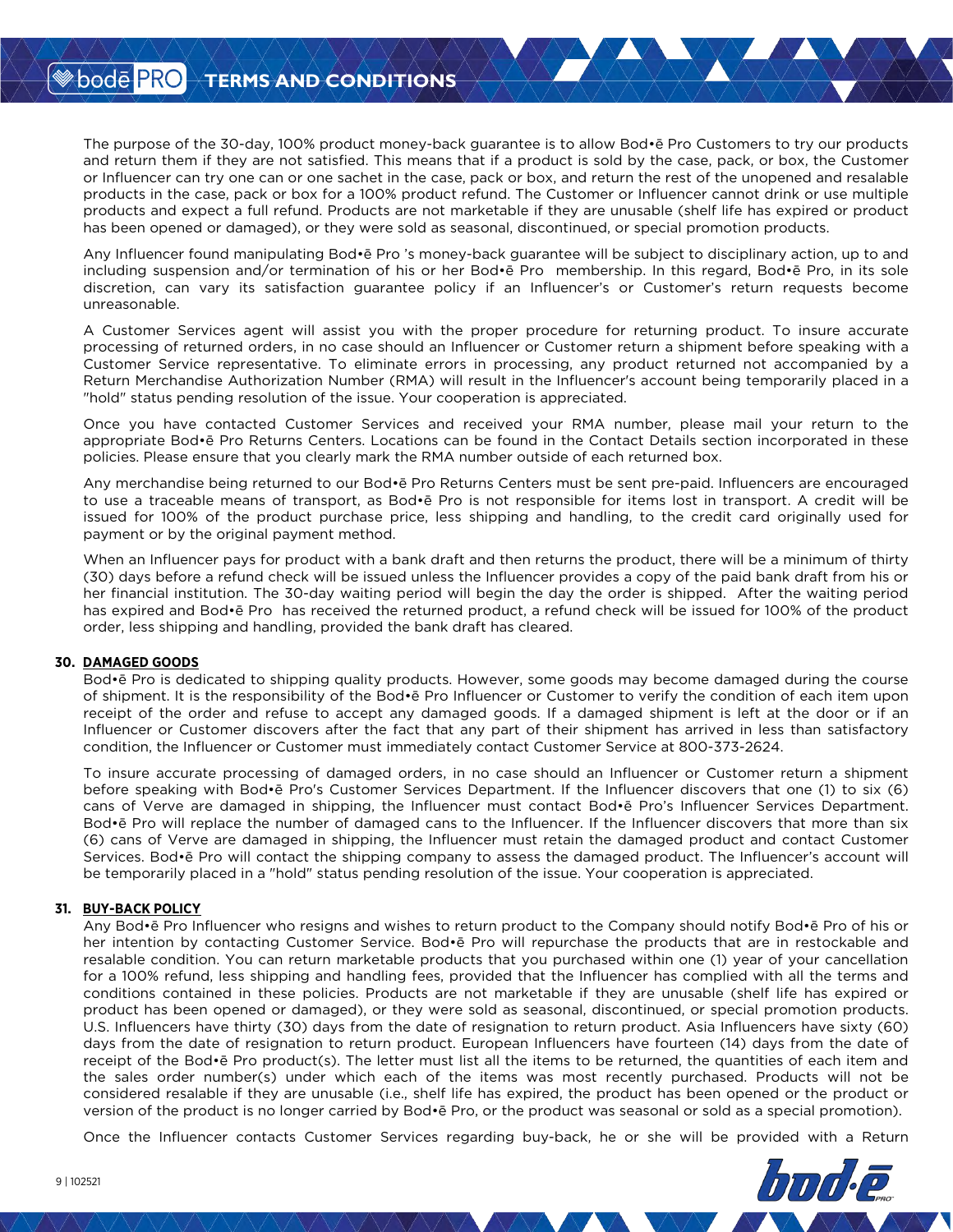The purpose of the 30-day, 100% product money-back guarantee is to allow Bod•ē Pro Customers to try our products and return them if they are not satisfied. This means that if a product is sold by the case, pack, or box, the Customer or Influencer can try one can or one sachet in the case, pack or box, and return the rest of the unopened and resalable products in the case, pack or box for a 100% product refund. The Customer or Influencer cannot drink or use multiple products and expect a full refund. Products are not marketable if they are unusable (shelf life has expired or product has been opened or damaged), or they were sold as seasonal, discontinued, or special promotion products.

Any Influencer found manipulating Bod•ē Pro 's money-back guarantee will be subject to disciplinary action, up to and including suspension and/or termination of his or her Bod•ē Pro membership. In this regard, Bod•ē Pro, in its sole discretion, can vary its satisfaction guarantee policy if an Influencer's or Customer's return requests become unreasonable.

A Customer Services agent will assist you with the proper procedure for returning product. To insure accurate processing of returned orders, in no case should an Influencer or Customer return a shipment before speaking with a Customer Service representative. To eliminate errors in processing, any product returned not accompanied by a Return Merchandise Authorization Number (RMA) will result in the Influencer's account being temporarily placed in a "hold" status pending resolution of the issue. Your cooperation is appreciated.

Once you have contacted Customer Services and received your RMA number, please mail your return to the appropriate Bod•ē Pro Returns Centers. Locations can be found in the Contact Details section incorporated in these policies. Please ensure that you clearly mark the RMA number outside of each returned box.

Any merchandise being returned to our Bod•ē Pro Returns Centers must be sent pre-paid. Influencers are encouraged to use a traceable means of transport, as Bod•ē Pro is not responsible for items lost in transport. A credit will be issued for 100% of the product purchase price, less shipping and handling, to the credit card originally used for payment or by the original payment method.

When an Influencer pays for product with a bank draft and then returns the product, there will be a minimum of thirty (30) days before a refund check will be issued unless the Influencer provides a copy of the paid bank draft from his or her financial institution. The 30-day waiting period will begin the day the order is shipped. After the waiting period has expired and Bod•ē Pro has received the returned product, a refund check will be issued for 100% of the product order, less shipping and handling, provided the bank draft has cleared.

**30. DAMAGED GOODS**

Bod•ē Pro is dedicated to shipping quality products. However, some goods may become damaged during the course of shipment. It is the responsibility of the Bod•ē Pro Influencer or Customer to verify the condition of each item upon receipt of the order and refuse to accept any damaged goods. If a damaged shipment is left at the door or if an Influencer or Customer discovers after the fact that any part of their shipment has arrived in less than satisfactory condition, the Influencer or Customer must immediately contact Customer Service at 800-373-2624.

To insure accurate processing of damaged orders, in no case should an Influencer or Customer return a shipment before speaking with Bod•ē Pro's Customer Services Department. If the Influencer discovers that one (1) to six (6) cans of Verve are damaged in shipping, the Influencer must contact Bod•ē Pro's Influencer Services Department. Bod•ē Pro will replace the number of damaged cans to the Influencer. If the Influencer discovers that more than six (6) cans of Verve are damaged in shipping, the Influencer must retain the damaged product and contact Customer Services. Bod•ē Pro will contact the shipping company to assess the damaged product. The Influencer's account will be temporarily placed in a "hold" status pending resolution of the issue. Your cooperation is appreciated.

**31. BUY-BACK POLICY**

Any Bod•ē Pro Influencer who resigns and wishes to return product to the Company should notify Bod•ē Pro of his or her intention by contacting Customer Service. Bod•ē Pro will repurchase the products that are in restockable and resalable condition. You can return marketable products that you purchased within one (1) year of your cancellation for a 100% refund, less shipping and handling fees, provided that the Influencer has complied with all the terms and conditions contained in these policies. Products are not marketable if they are unusable (shelf life has expired or product has been opened or damaged), or they were sold as seasonal, discontinued, or special promotion products. U.S. Influencers have thirty (30) days from the date of resignation to return product. Asia Influencers have sixty (60) days from the date of resignation to return product. European Influencers have fourteen (14) days from the date of receipt of the Bod•ē Pro product(s). The letter must list all the items to be returned, the quantities of each item and the sales order number(s) under which each of the items was most recently purchased. Products will not be considered resalable if they are unusable (i.e., shelf life has expired, the product has been opened or the product or version of the product is no longer carried by Bod•ē Pro, or the product was seasonal or sold as a special promotion).

Once the Influencer contacts Customer Services regarding buy-back, he or she will be provided with a Return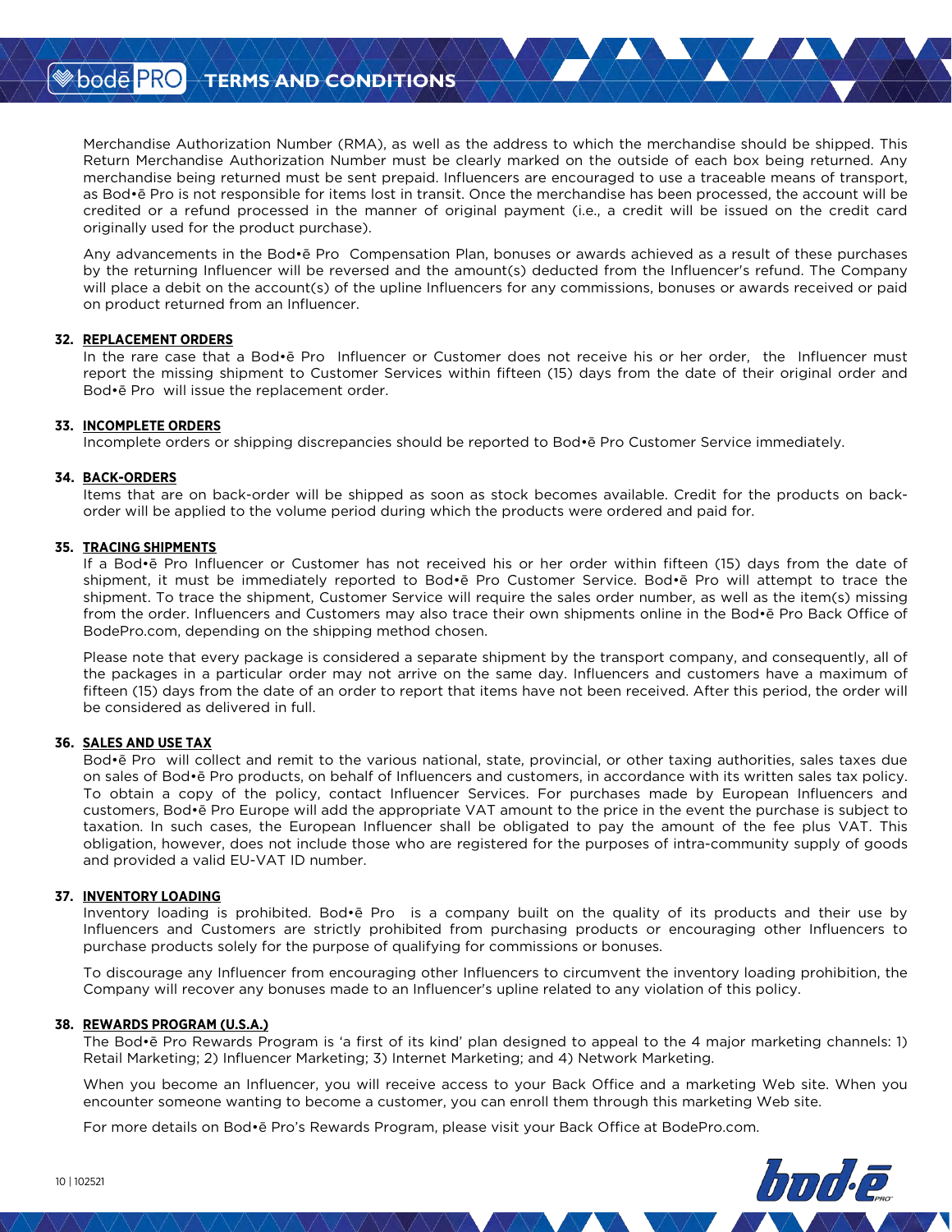Merchandise Authorization Number (RMA), as well as the address to which the merchandise should be shipped. This Return Merchandise Authorization Number must be clearly marked on the outside of each box being returned. Any merchandise being returned must be sent prepaid. Influencers are encouraged to use a traceable means of transport, as Bod•ē Pro is not responsible for items lost in transit. Once the merchandise has been processed, the account will be credited or a refund processed in the manner of original payment (i.e., a credit will be issued on the credit card originally used for the product purchase).

Any advancements in the Bod•ē Pro Compensation Plan, bonuses or awards achieved as a result of these purchases by the returning Influencer will be reversed and the amount(s) deducted from the Influencer's refund. The Company will place a debit on the account(s) of the upline Influencers for any commissions, bonuses or awards received or paid on product returned from an Influencer.

**32. REPLACEMENT ORDERS**

In the rare case that a Bod•ē Pro Influencer or Customer does not receive his or her order, the Influencer must report the missing shipment to Customer Services within fifteen (15) days from the date of their original order and Bod•ē Pro will issue the replacement order.

**33. INCOMPLETE ORDERS**

Incomplete orders or shipping discrepancies should be reported to Bod•ē Pro Customer Service immediately.

**34. BACK-ORDERS**

Items that are on back-order will be shipped as soon as stock becomes available. Credit for the products on back-order will be applied to the volume period during which the products were ordered and paid for.

**35. TRACING SHIPMENTS**

If a Bod•ē Pro Influencer or Customer has not received his or her order within fifteen (15) days from the date of shipment, it must be immediately reported to Bod•ē Pro Customer Service. Bod•ē Pro will attempt to trace the shipment. To trace the shipment, Customer Service will require the sales order number, as well as the item(s) missing from the order. Influencers and Customers may also trace their own shipments online in the Bod•ē Pro Back Office of BodePro.com, depending on the shipping method chosen.

Please note that every package is considered a separate shipment by the transport company, and consequently, all of the packages in a particular order may not arrive on the same day. Influencers and customers have a maximum of fifteen (15) days from the date of an order to report that items have not been received. After this period, the order will be considered as delivered in full.

**36. SALES AND USE TAX**

Bod•ē Pro will collect and remit to the various national, state, provincial, or other taxing authorities, sales taxes due on sales of Bod•ē Pro products, on behalf of Influencers and customers, in accordance with its written sales tax policy. To obtain a copy of the policy, contact Influencer Services. For purchases made by European Influencers and customers, Bod•ē Pro Europe will add the appropriate VAT amount to the price in the event the purchase is subject to taxation. In such cases, the European Influencer shall be obligated to pay the amount of the fee plus VAT. This obligation, however, does not include those who are registered for the purposes of intra-community supply of goods and provided a valid EU-VAT ID number.

**37. INVENTORY LOADING**

Inventory loading is prohibited. Bod•ē Pro is a company built on the quality of its products and their use by Influencers and Customers are strictly prohibited from purchasing products or encouraging other Influencers to purchase products solely for the purpose of qualifying for commissions or bonuses.

To discourage any Influencer from encouraging other Influencers to circumvent the inventory loading prohibition, the Company will recover any bonuses made to an Influencer's upline related to any violation of this policy.

**38. REWARDS PROGRAM (U.S.A.)**

The Bod•ē Pro Rewards Program is 'a first of its kind' plan designed to appeal to the 4 major marketing channels: 1) Retail Marketing; 2) Influencer Marketing; 3) Internet Marketing; and 4) Network Marketing.

When you become an Influencer, you will receive access to your Back Office and a marketing Web site. When you encounter someone wanting to become a customer, you can enroll them through this marketing Web site.

For more details on Bod•ē Pro's Rewards Program, please visit your Back Office at BodePro.com.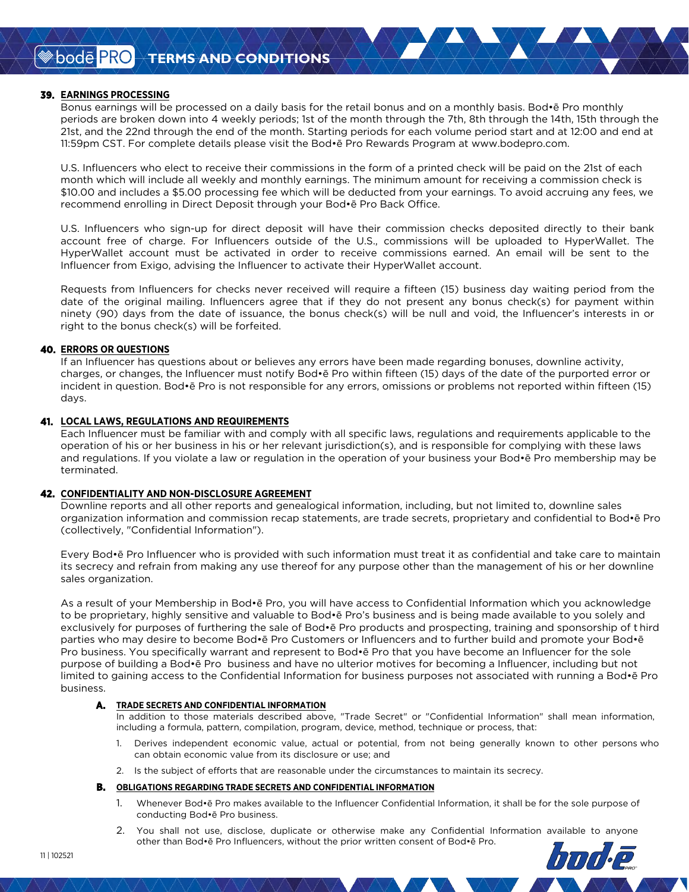## 39. EARNINGS PROCESSING

Bonus earnings will be processed on a daily basis for the retail bonus and on a monthly basis. Bod•ē Pro monthly periods are broken down into 4 weekly periods; 1st of the month through the 7th, 8th through the 14th, 15th through the 21st, and the 22nd through the end of the month. Starting periods for each volume period start and at 12:00 and end at 11:59pm CST. For complete details please visit the Bod•ē Pro Rewards Program at www.bodepro.com.

U.S. Influencers who elect to receive their commissions in the form of a printed check will be paid on the 21st of each month which will include all weekly and monthly earnings. The minimum amount for receiving a commission check is $10.00 and includes a $5.00 processing fee which will be deducted from your earnings. To avoid accruing any fees, we recommend enrolling in Direct Deposit through your Bod•ē Pro Back Office.

U.S. Influencers who sign-up for direct deposit will have their commission checks deposited directly to their bank account free of charge. For Influencers outside of the U.S., commissions will be uploaded to HyperWallet. The HyperWallet account must be activated in order to receive commissions earned. An email will be sent to the Influencer from Exigo, advising the Influencer to activate their HyperWallet account.

Requests from Influencers for checks never received will require a fifteen (15) business day waiting period from the date of the original mailing. Influencers agree that if they do not present any bonus check(s) for payment within ninety (90) days from the date of issuance, the bonus check(s) will be null and void, the Influencer's interests in or right to the bonus check(s) will be forfeited.

## 40. ERRORS OR QUESTIONS

If an Influencer has questions about or believes any errors have been made regarding bonuses, downline activity, charges, or changes, the Influencer must notify Bod•ē Pro within fifteen (15) days of the date of the purported error or incident in question. Bod•ē Pro is not responsible for any errors, omissions or problems not reported within fifteen (15) days.

## 41. LOCAL LAWS, REGULATIONS AND REQUIREMENTS

Each Influencer must be familiar with and comply with all specific laws, regulations and requirements applicable to the operation of his or her business in his or her relevant jurisdiction(s), and is responsible for complying with these laws and regulations. If you violate a law or regulation in the operation of your business your Bod•ē Pro membership may be terminated.

## 42. CONFIDENTIALITY AND NON-DISCLOSURE AGREEMENT

Downline reports and all other reports and genealogical information, including, but not limited to, downline sales organization information and commission recap statements, are trade secrets, proprietary and confidential to Bod•ē Pro (collectively, "Confidential Information").

Every Bod•ē Pro Influencer who is provided with such information must treat it as confidential and take care to maintain its secrecy and refrain from making any use thereof for any purpose other than the management of his or her downline sales organization.

As a result of your Membership in Bod•ē Pro, you will have access to Confidential Information which you acknowledge to be proprietary, highly sensitive and valuable to Bod•ē Pro's business and is being made available to you solely and exclusively for purposes of furthering the sale of Bod•ē Pro products and prospecting, training and sponsorship of third parties who may desire to become Bod•ē Pro Customers or Influencers and to further build and promote your Bod•ē Pro business. You specifically warrant and represent to Bod•ē Pro that you have become an Influencer for the sole purpose of building a Bod•ē Pro business and have no ulterior motives for becoming a Influencer, including but not limited to gaining access to the Confidential Information for business purposes not associated with running a Bod•ē Pro business.

### A. TRADE SECRETS AND CONFIDENTIAL INFORMATION

In addition to those materials described above, "Trade Secret" or "Confidential Information" shall mean information, including a formula, pattern, compilation, program, device, method, technique or process, that:

1. Derives independent economic value, actual or potential, from not being generally known to other persons who can obtain economic value from its disclosure or use; and
2. Is the subject of efforts that are reasonable under the circumstances to maintain its secrecy.

### B. OBLIGATIONS REGARDING TRADE SECRETS AND CONFIDENTIAL INFORMATION

1. Whenever Bod•ē Pro makes available to the Influencer Confidential Information, it shall be for the sole purpose of conducting Bod•ē Pro business.
2. You shall not use, disclose, duplicate or otherwise make any Confidential Information available to anyone other than Bod•ē Pro Influencers, without the prior written consent of Bod•ē Pro.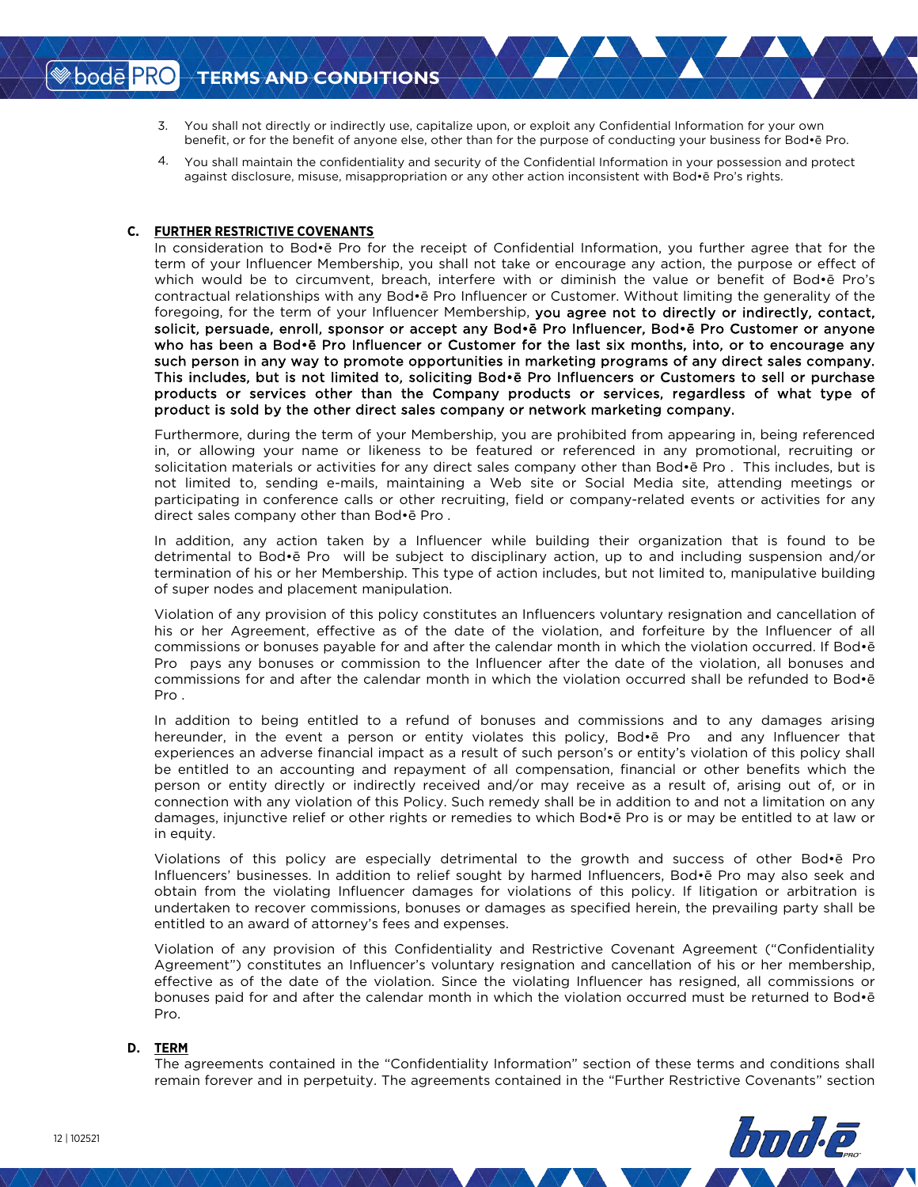3. You shall not directly or indirectly use, capitalize upon, or exploit any Confidential Information for your own benefit, or for the benefit of anyone else, other than for the purpose of conducting your business for Bod•ē Pro.
4. You shall maintain the confidentiality and security of the Confidential Information in your possession and protect against disclosure, misuse, misappropriation or any other action inconsistent with Bod•ē Pro's rights.

**C. FURTHER RESTRICTIVE COVENANTS**

In consideration to Bod•ē Pro for the receipt of Confidential Information, you further agree that for the term of your Influencer Membership, you shall not take or encourage any action, the purpose or effect of which would be to circumvent, breach, interfere with or diminish the value or benefit of Bod•ē Pro's contractual relationships with any Bod•ē Pro Influencer or Customer. Without limiting the generality of the foregoing, for the term of your Influencer Membership, **you agree not to directly or indirectly, contact, solicit, persuade, enroll, sponsor or accept any Bod•ē Pro Influencer, Bod•ē Pro Customer or anyone who has been a Bod•ē Pro Influencer or Customer for the last six months, into, or to encourage any such person in any way to promote opportunities in marketing programs of any direct sales company. This includes, but is not limited to, soliciting Bod•ē Pro Influencers or Customers to sell or purchase products or services other than the Company products or services, regardless of what type of product is sold by the other direct sales company or network marketing company.**

Furthermore, during the term of your Membership, you are prohibited from appearing in, being referenced in, or allowing your name or likeness to be featured or referenced in any promotional, recruiting or solicitation materials or activities for any direct sales company other than Bod•ē Pro . This includes, but is not limited to, sending e-mails, maintaining a Web site or Social Media site, attending meetings or participating in conference calls or other recruiting, field or company-related events or activities for any direct sales company other than Bod•ē Pro .

In addition, any action taken by a Influencer while building their organization that is found to be detrimental to Bod•ē Pro will be subject to disciplinary action, up to and including suspension and/or termination of his or her Membership. This type of action includes, but not limited to, manipulative building of super nodes and placement manipulation.

Violation of any provision of this policy constitutes an Influencers voluntary resignation and cancellation of his or her Agreement, effective as of the date of the violation, and forfeiture by the Influencer of all commissions or bonuses payable for and after the calendar month in which the violation occurred. If Bod•ē Pro pays any bonuses or commission to the Influencer after the date of the violation, all bonuses and commissions for and after the calendar month in which the violation occurred shall be refunded to Bod•ē Pro .

In addition to being entitled to a refund of bonuses and commissions and to any damages arising hereunder, in the event a person or entity violates this policy, Bod•ē Pro and any Influencer that experiences an adverse financial impact as a result of such person's or entity's violation of this policy shall be entitled to an accounting and repayment of all compensation, financial or other benefits which the person or entity directly or indirectly received and/or may receive as a result of, arising out of, or in connection with any violation of this Policy. Such remedy shall be in addition to and not a limitation on any damages, injunctive relief or other rights or remedies to which Bod•ē Pro is or may be entitled to at law or in equity.

Violations of this policy are especially detrimental to the growth and success of other Bod•ē Pro Influencers' businesses. In addition to relief sought by harmed Influencers, Bod•ē Pro may also seek and obtain from the violating Influencer damages for violations of this policy. If litigation or arbitration is undertaken to recover commissions, bonuses or damages as specified herein, the prevailing party shall be entitled to an award of attorney's fees and expenses.

Violation of any provision of this Confidentiality and Restrictive Covenant Agreement ("Confidentiality Agreement") constitutes an Influencer's voluntary resignation and cancellation of his or her membership, effective as of the date of the violation. Since the violating Influencer has resigned, all commissions or bonuses paid for and after the calendar month in which the violation occurred must be returned to Bod•ē Pro.

**D. TERM**

The agreements contained in the "Confidentiality Information" section of these terms and conditions shall remain forever and in perpetuity. The agreements contained in the "Further Restrictive Covenants" section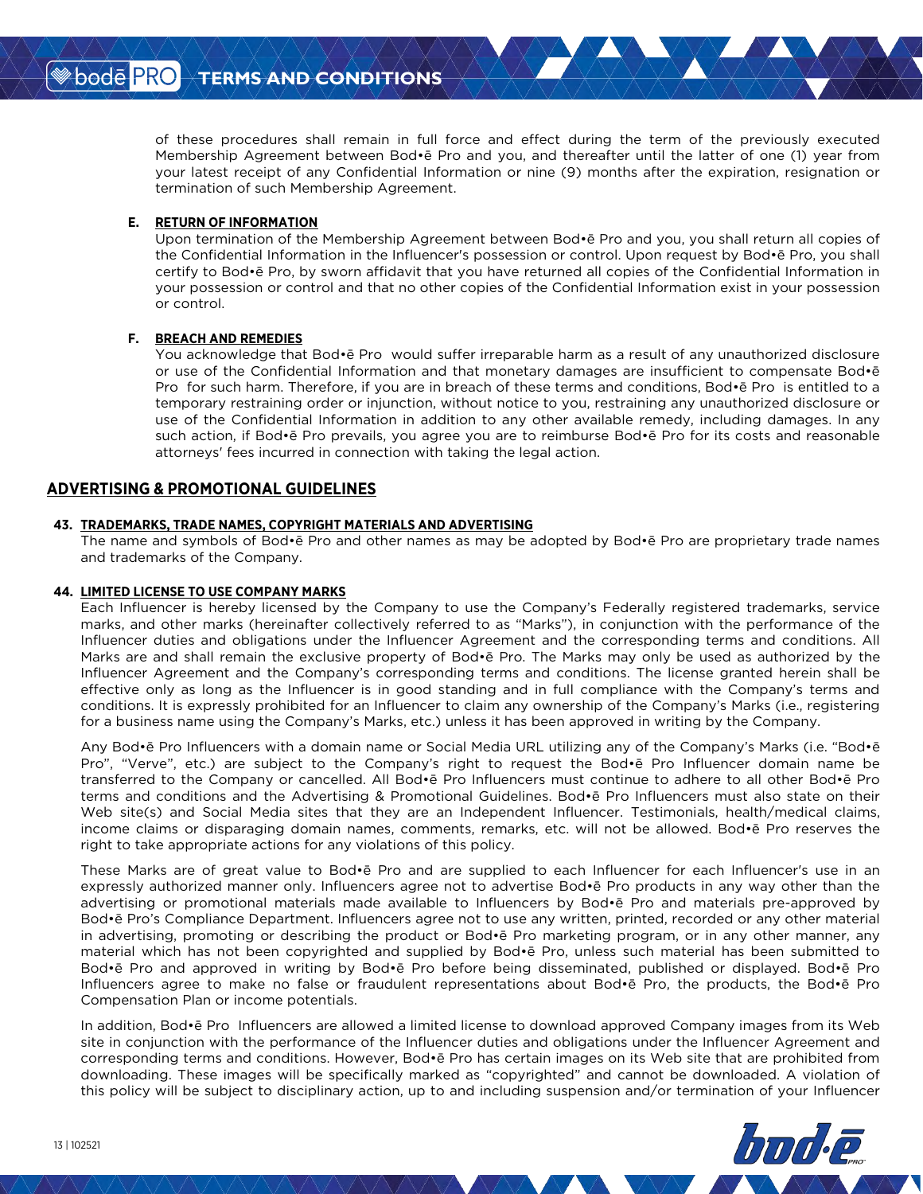of these procedures shall remain in full force and effect during the term of the previously executed Membership Agreement between Bod•ē Pro and you, and thereafter until the latter of one (1) year from your latest receipt of any Confidential Information or nine (9) months after the expiration, resignation or termination of such Membership Agreement.

**E. RETURN OF INFORMATION**

Upon termination of the Membership Agreement between Bod•ē Pro and you, you shall return all copies of the Confidential Information in the Influencer's possession or control. Upon request by Bod•ē Pro, you shall certify to Bod•ē Pro, by sworn affidavit that you have returned all copies of the Confidential Information in your possession or control and that no other copies of the Confidential Information exist in your possession or control.

**F. BREACH AND REMEDIES**

You acknowledge that Bod•ē Pro would suffer irreparable harm as a result of any unauthorized disclosure or use of the Confidential Information and that monetary damages are insufficient to compensate Bod•ē Pro for such harm. Therefore, if you are in breach of these terms and conditions, Bod•ē Pro is entitled to a temporary restraining order or injunction, without notice to you, restraining any unauthorized disclosure or use of the Confidential Information in addition to any other available remedy, including damages. In any such action, if Bod•ē Pro prevails, you agree you are to reimburse Bod•ē Pro for its costs and reasonable attorneys' fees incurred in connection with taking the legal action.

## ADVERTISING & PROMOTIONAL GUIDELINES

**43. TRADEMARKS, TRADE NAMES, COPYRIGHT MATERIALS AND ADVERTISING**

The name and symbols of Bod•ē Pro and other names as may be adopted by Bod•ē Pro are proprietary trade names and trademarks of the Company.

**44. LIMITED LICENSE TO USE COMPANY MARKS**

Each Influencer is hereby licensed by the Company to use the Company's Federally registered trademarks, service marks, and other marks (hereinafter collectively referred to as "Marks"), in conjunction with the performance of the Influencer duties and obligations under the Influencer Agreement and the corresponding terms and conditions. All Marks are and shall remain the exclusive property of Bod•ē Pro. The Marks may only be used as authorized by the Influencer Agreement and the Company's corresponding terms and conditions. The license granted herein shall be effective only as long as the Influencer is in good standing and in full compliance with the Company's terms and conditions. It is expressly prohibited for an Influencer to claim any ownership of the Company's Marks (i.e., registering for a business name using the Company's Marks, etc.) unless it has been approved in writing by the Company.

Any Bod•ē Pro Influencers with a domain name or Social Media URL utilizing any of the Company's Marks (i.e. "Bod•ē Pro", "Verve", etc.) are subject to the Company's right to request the Bod•ē Pro Influencer domain name be transferred to the Company or cancelled. All Bod•ē Pro Influencers must continue to adhere to all other Bod•ē Pro terms and conditions and the Advertising & Promotional Guidelines. Bod•ē Pro Influencers must also state on their Web site(s) and Social Media sites that they are an Independent Influencer. Testimonials, health/medical claims, income claims or disparaging domain names, comments, remarks, etc. will not be allowed. Bod•ē Pro reserves the right to take appropriate actions for any violations of this policy.

These Marks are of great value to Bod•ē Pro and are supplied to each Influencer for each Influencer's use in an expressly authorized manner only. Influencers agree not to advertise Bod•ē Pro products in any way other than the advertising or promotional materials made available to Influencers by Bod•ē Pro and materials pre-approved by Bod•ē Pro's Compliance Department. Influencers agree not to use any written, printed, recorded or any other material in advertising, promoting or describing the product or Bod•ē Pro marketing program, or in any other manner, any material which has not been copyrighted and supplied by Bod•ē Pro, unless such material has been submitted to Bod•ē Pro and approved in writing by Bod•ē Pro before being disseminated, published or displayed. Bod•ē Pro Influencers agree to make no false or fraudulent representations about Bod•ē Pro, the products, the Bod•ē Pro Compensation Plan or income potentials.

In addition, Bod•ē Pro Influencers are allowed a limited license to download approved Company images from its Web site in conjunction with the performance of the Influencer duties and obligations under the Influencer Agreement and corresponding terms and conditions. However, Bod•ē Pro has certain images on its Web site that are prohibited from downloading. These images will be specifically marked as "copyrighted" and cannot be downloaded. A violation of this policy will be subject to disciplinary action, up to and including suspension and/or termination of your Influencer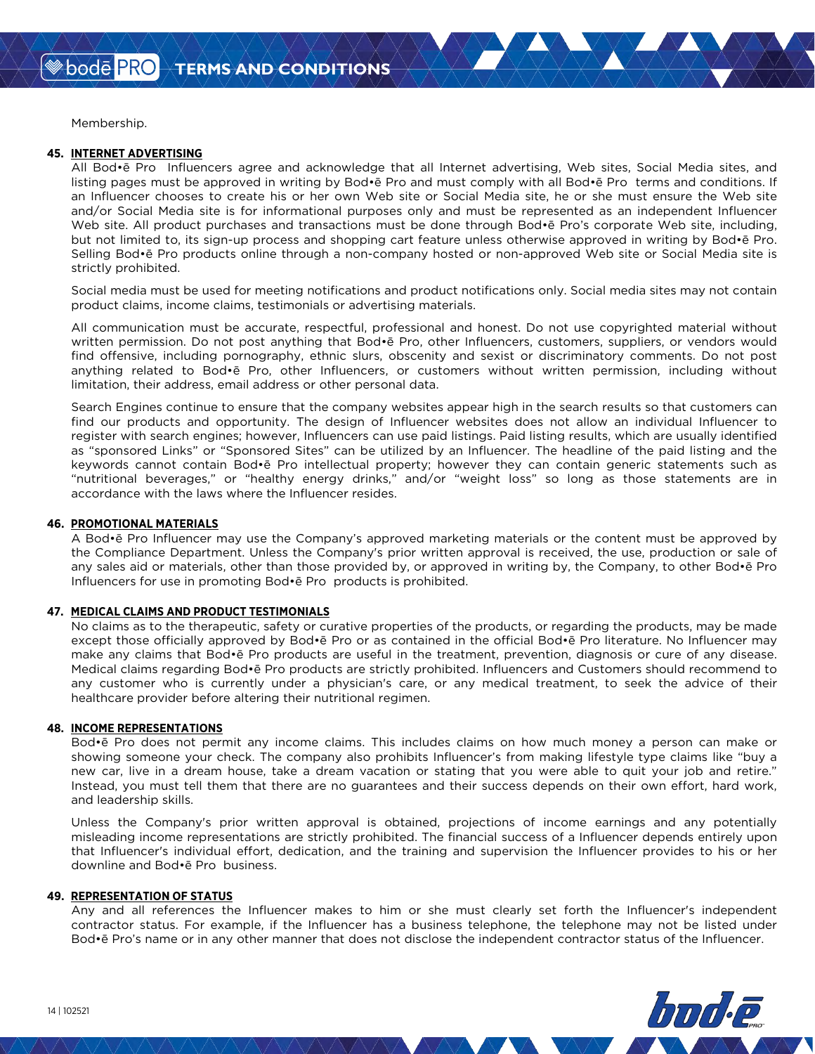Membership.

**45. INTERNET ADVERTISING**

All Bod•ē Pro Influencers agree and acknowledge that all Internet advertising, Web sites, Social Media sites, and listing pages must be approved in writing by Bod•ē Pro and must comply with all Bod•ē Pro terms and conditions. If an Influencer chooses to create his or her own Web site or Social Media site, he or she must ensure the Web site and/or Social Media site is for informational purposes only and must be represented as an independent Influencer Web site. All product purchases and transactions must be done through Bod•ē Pro's corporate Web site, including, but not limited to, its sign-up process and shopping cart feature unless otherwise approved in writing by Bod•ē Pro. Selling Bod•ē Pro products online through a non-company hosted or non-approved Web site or Social Media site is strictly prohibited.

Social media must be used for meeting notifications and product notifications only. Social media sites may not contain product claims, income claims, testimonials or advertising materials.

All communication must be accurate, respectful, professional and honest. Do not use copyrighted material without written permission. Do not post anything that Bod•ē Pro, other Influencers, customers, suppliers, or vendors would find offensive, including pornography, ethnic slurs, obscenity and sexist or discriminatory comments. Do not post anything related to Bod•ē Pro, other Influencers, or customers without written permission, including without limitation, their address, email address or other personal data.

Search Engines continue to ensure that the company websites appear high in the search results so that customers can find our products and opportunity. The design of Influencer websites does not allow an individual Influencer to register with search engines; however, Influencers can use paid listings. Paid listing results, which are usually identified as "sponsored Links" or "Sponsored Sites" can be utilized by an Influencer. The headline of the paid listing and the keywords cannot contain Bod•ē Pro intellectual property; however they can contain generic statements such as "nutritional beverages," or "healthy energy drinks," and/or "weight loss" so long as those statements are in accordance with the laws where the Influencer resides.

**46. PROMOTIONAL MATERIALS**

A Bod•ē Pro Influencer may use the Company's approved marketing materials or the content must be approved by the Compliance Department. Unless the Company's prior written approval is received, the use, production or sale of any sales aid or materials, other than those provided by, or approved in writing by, the Company, to other Bod•ē Pro Influencers for use in promoting Bod•ē Pro products is prohibited.

**47. MEDICAL CLAIMS AND PRODUCT TESTIMONIALS**

No claims as to the therapeutic, safety or curative properties of the products, or regarding the products, may be made except those officially approved by Bod•ē Pro or as contained in the official Bod•ē Pro literature. No Influencer may make any claims that Bod•ē Pro products are useful in the treatment, prevention, diagnosis or cure of any disease. Medical claims regarding Bod•ē Pro products are strictly prohibited. Influencers and Customers should recommend to any customer who is currently under a physician's care, or any medical treatment, to seek the advice of their healthcare provider before altering their nutritional regimen.

**48. INCOME REPRESENTATIONS**

Bod•ē Pro does not permit any income claims. This includes claims on how much money a person can make or showing someone your check. The company also prohibits Influencer's from making lifestyle type claims like "buy a new car, live in a dream house, take a dream vacation or stating that you were able to quit your job and retire." Instead, you must tell them that there are no guarantees and their success depends on their own effort, hard work, and leadership skills.

Unless the Company's prior written approval is obtained, projections of income earnings and any potentially misleading income representations are strictly prohibited. The financial success of a Influencer depends entirely upon that Influencer's individual effort, dedication, and the training and supervision the Influencer provides to his or her downline and Bod•ē Pro business.

**49. REPRESENTATION OF STATUS**

Any and all references the Influencer makes to him or she must clearly set forth the Influencer's independent contractor status. For example, if the Influencer has a business telephone, the telephone may not be listed under Bod•ē Pro's name or in any other manner that does not disclose the independent contractor status of the Influencer.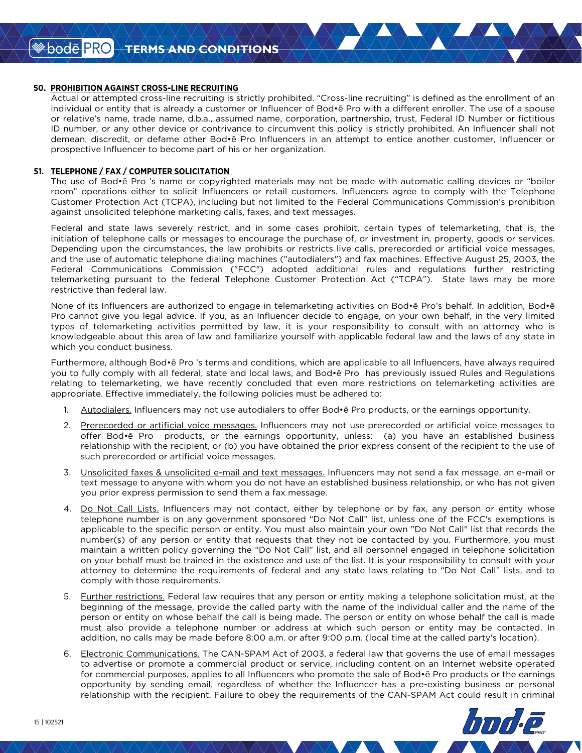**50. PROHIBITION AGAINST CROSS-LINE RECRUITING**

Actual or attempted cross-line recruiting is strictly prohibited. "Cross-line recruiting" is defined as the enrollment of an individual or entity that is already a customer or Influencer of Bod•ē Pro with a different enroller. The use of a spouse or relative's name, trade name, d.b.a., assumed name, corporation, partnership, trust, Federal ID Number or fictitious ID number, or any other device or contrivance to circumvent this policy is strictly prohibited. An Influencer shall not demean, discredit, or defame other Bod•ē Pro Influencers in an attempt to entice another customer, Influencer or prospective Influencer to become part of his or her organization.

**51. TELEPHONE / FAX / COMPUTER SOLICITATION**

The use of Bod•ē Pro 's name or copyrighted materials may not be made with automatic calling devices or "boiler room" operations either to solicit Influencers or retail customers. Influencers agree to comply with the Telephone Customer Protection Act (TCPA), including but not limited to the Federal Communications Commission's prohibition against unsolicited telephone marketing calls, faxes, and text messages.

Federal and state laws severely restrict, and in some cases prohibit, certain types of telemarketing, that is, the initiation of telephone calls or messages to encourage the purchase of, or investment in, property, goods or services. Depending upon the circumstances, the law prohibits or restricts live calls, prerecorded or artificial voice messages, and the use of automatic telephone dialing machines ("autodialers") and fax machines. Effective August 25, 2003, the Federal Communications Commission ("FCC") adopted additional rules and regulations further restricting telemarketing pursuant to the federal Telephone Customer Protection Act ("TCPA"). State laws may be more restrictive than federal law.

None of its Influencers are authorized to engage in telemarketing activities on Bod•ē Pro's behalf. In addition, Bod•ē Pro cannot give you legal advice. If you, as an Influencer decide to engage, on your own behalf, in the very limited types of telemarketing activities permitted by law, it is your responsibility to consult with an attorney who is knowledgeable about this area of law and familiarize yourself with applicable federal law and the laws of any state in which you conduct business.

Furthermore, although Bod•ē Pro 's terms and conditions, which are applicable to all Influencers, have always required you to fully comply with all federal, state and local laws, and Bod•ē Pro has previously issued Rules and Regulations relating to telemarketing, we have recently concluded that even more restrictions on telemarketing activities are appropriate. Effective immediately, the following policies must be adhered to:

1. Autodialers. Influencers may not use autodialers to offer Bod•ē Pro products, or the earnings opportunity.
2. Prerecorded or artificial voice messages. Influencers may not use prerecorded or artificial voice messages to offer Bod•ē Pro products, or the earnings opportunity, unless: (a) you have an established business relationship with the recipient, or (b) you have obtained the prior express consent of the recipient to the use of such prerecorded or artificial voice messages.
3. Unsolicited faxes & unsolicited e-mail and text messages. Influencers may not send a fax message, an e-mail or text message to anyone with whom you do not have an established business relationship, or who has not given you prior express permission to send them a fax message.
4. Do Not Call Lists. Influencers may not contact, either by telephone or by fax, any person or entity whose telephone number is on any government sponsored "Do Not Call" list, unless one of the FCC's exemptions is applicable to the specific person or entity. You must also maintain your own "Do Not Call" list that records the number(s) of any person or entity that requests that they not be contacted by you. Furthermore, you must maintain a written policy governing the "Do Not Call" list, and all personnel engaged in telephone solicitation on your behalf must be trained in the existence and use of the list. It is your responsibility to consult with your attorney to determine the requirements of federal and any state laws relating to "Do Not Call" lists, and to comply with those requirements.
5. Further restrictions. Federal law requires that any person or entity making a telephone solicitation must, at the beginning of the message, provide the called party with the name of the individual caller and the name of the person or entity on whose behalf the call is being made. The person or entity on whose behalf the call is made must also provide a telephone number or address at which such person or entity may be contacted. In addition, no calls may be made before 8:00 a.m. or after 9:00 p.m. (local time at the called party's location).
6. Electronic Communications. The CAN-SPAM Act of 2003, a federal law that governs the use of email messages to advertise or promote a commercial product or service, including content on an Internet website operated for commercial purposes, applies to all Influencers who promote the sale of Bod•ē Pro products or the earnings opportunity by sending email, regardless of whether the Influencer has a pre-existing business or personal relationship with the recipient. Failure to obey the requirements of the CAN-SPAM Act could result in criminal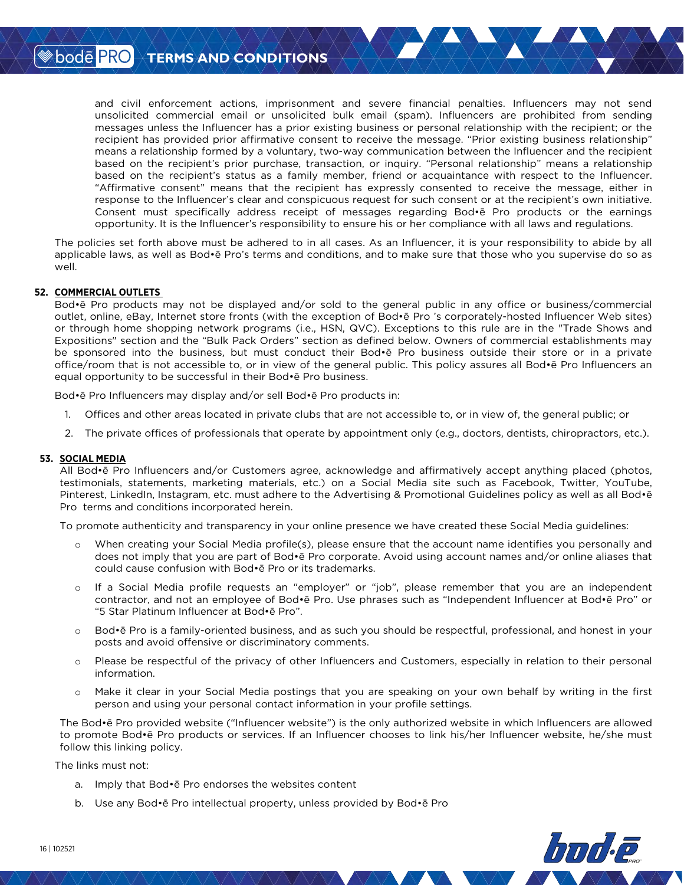and civil enforcement actions, imprisonment and severe financial penalties. Influencers may not send unsolicited commercial email or unsolicited bulk email (spam). Influencers are prohibited from sending messages unless the Influencer has a prior existing business or personal relationship with the recipient; or the recipient has provided prior affirmative consent to receive the message. "Prior existing business relationship" means a relationship formed by a voluntary, two-way communication between the Influencer and the recipient based on the recipient's prior purchase, transaction, or inquiry. "Personal relationship" means a relationship based on the recipient's status as a family member, friend or acquaintance with respect to the Influencer. "Affirmative consent" means that the recipient has expressly consented to receive the message, either in response to the Influencer's clear and conspicuous request for such consent or at the recipient's own initiative. Consent must specifically address receipt of messages regarding Bod•ē Pro products or the earnings opportunity. It is the Influencer's responsibility to ensure his or her compliance with all laws and regulations.

The policies set forth above must be adhered to in all cases. As an Influencer, it is your responsibility to abide by all applicable laws, as well as Bod•ē Pro's terms and conditions, and to make sure that those who you supervise do so as well.

**52. COMMERCIAL OUTLETS**

Bod•ē Pro products may not be displayed and/or sold to the general public in any office or business/commercial outlet, online, eBay, Internet store fronts (with the exception of Bod•ē Pro 's corporately-hosted Influencer Web sites) or through home shopping network programs (i.e., HSN, QVC). Exceptions to this rule are in the "Trade Shows and Expositions" section and the "Bulk Pack Orders" section as defined below. Owners of commercial establishments may be sponsored into the business, but must conduct their Bod•ē Pro business outside their store or in a private office/room that is not accessible to, or in view of the general public. This policy assures all Bod•ē Pro Influencers an equal opportunity to be successful in their Bod•ē Pro business.

Bod•ē Pro Influencers may display and/or sell Bod•ē Pro products in:

1. Offices and other areas located in private clubs that are not accessible to, or in view of, the general public; or
2. The private offices of professionals that operate by appointment only (e.g., doctors, dentists, chiropractors, etc.).

**53. SOCIAL MEDIA**

All Bod•ē Pro Influencers and/or Customers agree, acknowledge and affirmatively accept anything placed (photos, testimonials, statements, marketing materials, etc.) on a Social Media site such as Facebook, Twitter, YouTube, Pinterest, LinkedIn, Instagram, etc. must adhere to the Advertising & Promotional Guidelines policy as well as all Bod•ē Pro terms and conditions incorporated herein.

To promote authenticity and transparency in your online presence we have created these Social Media guidelines:

- When creating your Social Media profile(s), please ensure that the account name identifies you personally and does not imply that you are part of Bod•ē Pro corporate. Avoid using account names and/or online aliases that could cause confusion with Bod•ē Pro or its trademarks.
- If a Social Media profile requests an "employer" or "job", please remember that you are an independent contractor, and not an employee of Bod•ē Pro. Use phrases such as "Independent Influencer at Bod•ē Pro" or "5 Star Platinum Influencer at Bod•ē Pro".
- Bod•ē Pro is a family-oriented business, and as such you should be respectful, professional, and honest in your posts and avoid offensive or discriminatory comments.
- Please be respectful of the privacy of other Influencers and Customers, especially in relation to their personal information.
- Make it clear in your Social Media postings that you are speaking on your own behalf by writing in the first person and using your personal contact information in your profile settings.

The Bod•ē Pro provided website ("Influencer website") is the only authorized website in which Influencers are allowed to promote Bod•ē Pro products or services. If an Influencer chooses to link his/her Influencer website, he/she must follow this linking policy.

The links must not:

a. Imply that Bod•ē Pro endorses the websites content
b. Use any Bod•ē Pro intellectual property, unless provided by Bod•ē Pro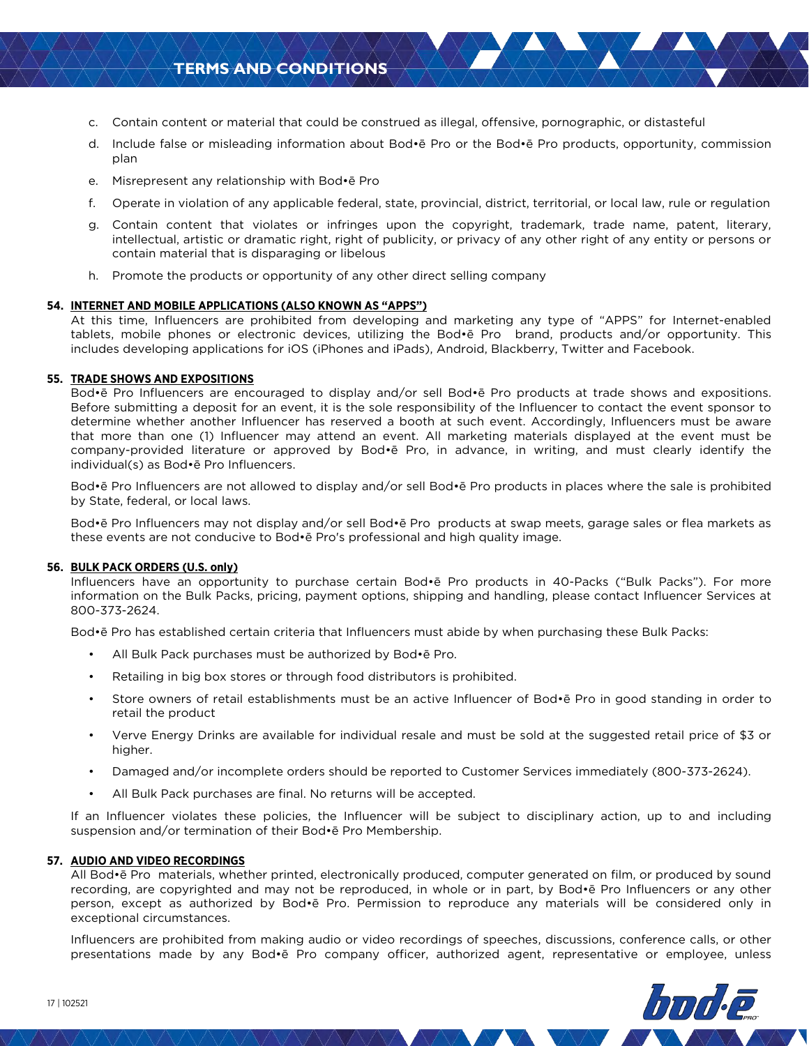c. Contain content or material that could be construed as illegal, offensive, pornographic, or distasteful

d. Include false or misleading information about Bod•ē Pro or the Bod•ē Pro products, opportunity, commission plan

e. Misrepresent any relationship with Bod•ē Pro

f. Operate in violation of any applicable federal, state, provincial, district, territorial, or local law, rule or regulation

g. Contain content that violates or infringes upon the copyright, trademark, trade name, patent, literary, intellectual, artistic or dramatic right, right of publicity, or privacy of any other right of any entity or persons or contain material that is disparaging or libelous

h. Promote the products or opportunity of any other direct selling company

**54. INTERNET AND MOBILE APPLICATIONS (ALSO KNOWN AS "APPS")**

At this time, Influencers are prohibited from developing and marketing any type of "APPS" for Internet-enabled tablets, mobile phones or electronic devices, utilizing the Bod•ē Pro brand, products and/or opportunity. This includes developing applications for iOS (iPhones and iPads), Android, Blackberry, Twitter and Facebook.

**55. TRADE SHOWS AND EXPOSITIONS**

Bod•ē Pro Influencers are encouraged to display and/or sell Bod•ē Pro products at trade shows and expositions. Before submitting a deposit for an event, it is the sole responsibility of the Influencer to contact the event sponsor to determine whether another Influencer has reserved a booth at such event. Accordingly, Influencers must be aware that more than one (1) Influencer may attend an event. All marketing materials displayed at the event must be company-provided literature or approved by Bod•ē Pro, in advance, in writing, and must clearly identify the individual(s) as Bod•ē Pro Influencers.

Bod•ē Pro Influencers are not allowed to display and/or sell Bod•ē Pro products in places where the sale is prohibited by State, federal, or local laws.

Bod•ē Pro Influencers may not display and/or sell Bod•ē Pro products at swap meets, garage sales or flea markets as these events are not conducive to Bod•ē Pro's professional and high quality image.

**56. BULK PACK ORDERS (U.S. only)**

Influencers have an opportunity to purchase certain Bod•ē Pro products in 40-Packs ("Bulk Packs"). For more information on the Bulk Packs, pricing, payment options, shipping and handling, please contact Influencer Services at 800-373-2624.

Bod•ē Pro has established certain criteria that Influencers must abide by when purchasing these Bulk Packs:

- All Bulk Pack purchases must be authorized by Bod•ē Pro.
- Retailing in big box stores or through food distributors is prohibited.
- Store owners of retail establishments must be an active Influencer of Bod•ē Pro in good standing in order to retail the product
- Verve Energy Drinks are available for individual resale and must be sold at the suggested retail price of $3 or higher.
- Damaged and/or incomplete orders should be reported to Customer Services immediately (800-373-2624).
- All Bulk Pack purchases are final. No returns will be accepted.

If an Influencer violates these policies, the Influencer will be subject to disciplinary action, up to and including suspension and/or termination of their Bod•ē Pro Membership.

**57. AUDIO AND VIDEO RECORDINGS**

All Bod•ē Pro materials, whether printed, electronically produced, computer generated on film, or produced by sound recording, are copyrighted and may not be reproduced, in whole or in part, by Bod•ē Pro Influencers or any other person, except as authorized by Bod•ē Pro. Permission to reproduce any materials will be considered only in exceptional circumstances.

Influencers are prohibited from making audio or video recordings of speeches, discussions, conference calls, or other presentations made by any Bod•ē Pro company officer, authorized agent, representative or employee, unless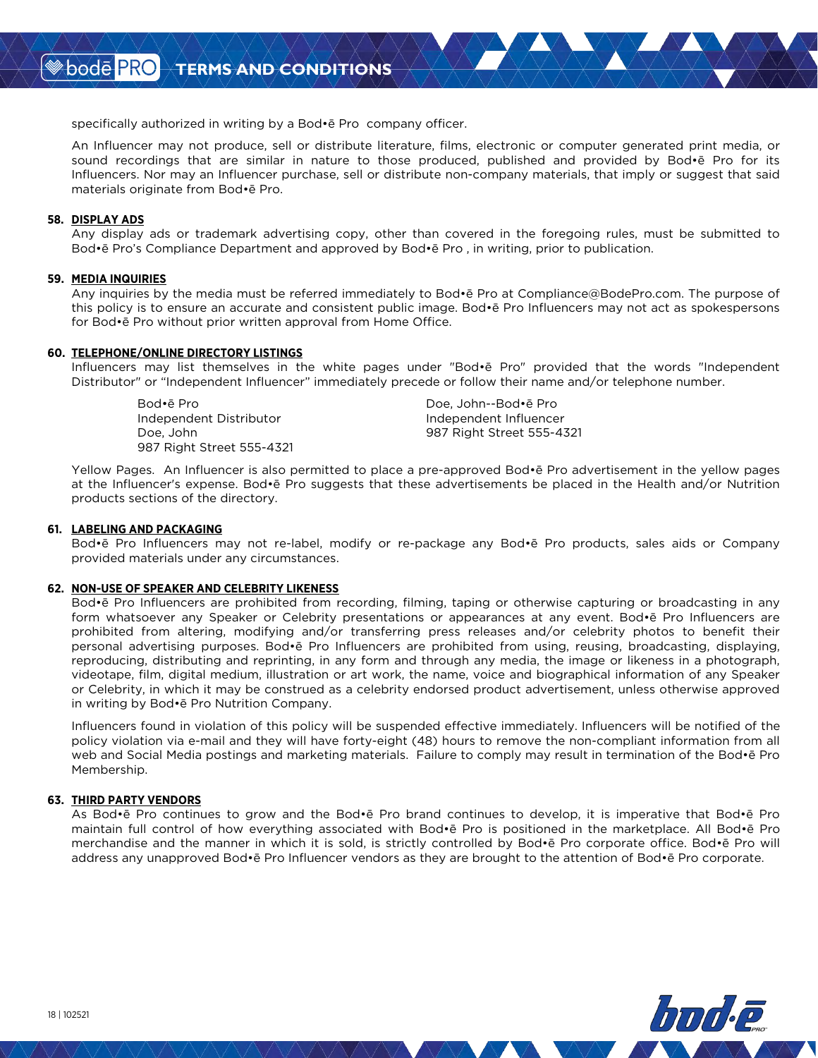specifically authorized in writing by a Bod•ē Pro company officer.

An Influencer may not produce, sell or distribute literature, films, electronic or computer generated print media, or sound recordings that are similar in nature to those produced, published and provided by Bod•ē Pro for its Influencers. Nor may an Influencer purchase, sell or distribute non-company materials, that imply or suggest that said materials originate from Bod•ē Pro.

**58. DISPLAY ADS**

Any display ads or trademark advertising copy, other than covered in the foregoing rules, must be submitted to Bod•ē Pro's Compliance Department and approved by Bod•ē Pro , in writing, prior to publication.

**59. MEDIA INQUIRIES**

Any inquiries by the media must be referred immediately to Bod•ē Pro at Compliance@BodePro.com. The purpose of this policy is to ensure an accurate and consistent public image. Bod•ē Pro Influencers may not act as spokespersons for Bod•ē Pro without prior written approval from Home Office.

**60. TELEPHONE/ONLINE DIRECTORY LISTINGS**

Influencers may list themselves in the white pages under "Bod•ē Pro" provided that the words "Independent Distributor" or "Independent Influencer" immediately precede or follow their name and/or telephone number.

Bod•ē Pro
Independent Distributor
Doe, John
987 Right Street 555-4321

Doe, John--Bod•ē Pro
Independent Influencer
987 Right Street 555-4321

Yellow Pages. An Influencer is also permitted to place a pre-approved Bod•ē Pro advertisement in the yellow pages at the Influencer's expense. Bod•ē Pro suggests that these advertisements be placed in the Health and/or Nutrition products sections of the directory.

**61. LABELING AND PACKAGING**

Bod•ē Pro Influencers may not re-label, modify or re-package any Bod•ē Pro products, sales aids or Company provided materials under any circumstances.

**62. NON-USE OF SPEAKER AND CELEBRITY LIKENESS**

Bod•ē Pro Influencers are prohibited from recording, filming, taping or otherwise capturing or broadcasting in any form whatsoever any Speaker or Celebrity presentations or appearances at any event. Bod•ē Pro Influencers are prohibited from altering, modifying and/or transferring press releases and/or celebrity photos to benefit their personal advertising purposes. Bod•ē Pro Influencers are prohibited from using, reusing, broadcasting, displaying, reproducing, distributing and reprinting, in any form and through any media, the image or likeness in a photograph, videotape, film, digital medium, illustration or art work, the name, voice and biographical information of any Speaker or Celebrity, in which it may be construed as a celebrity endorsed product advertisement, unless otherwise approved in writing by Bod•ē Pro Nutrition Company.

Influencers found in violation of this policy will be suspended effective immediately. Influencers will be notified of the policy violation via e-mail and they will have forty-eight (48) hours to remove the non-compliant information from all web and Social Media postings and marketing materials. Failure to comply may result in termination of the Bod•ē Pro Membership.

**63. THIRD PARTY VENDORS**

As Bod•ē Pro continues to grow and the Bod•ē Pro brand continues to develop, it is imperative that Bod•ē Pro maintain full control of how everything associated with Bod•ē Pro is positioned in the marketplace. All Bod•ē Pro merchandise and the manner in which it is sold, is strictly controlled by Bod•ē Pro corporate office. Bod•ē Pro will address any unapproved Bod•ē Pro Influencer vendors as they are brought to the attention of Bod•ē Pro corporate.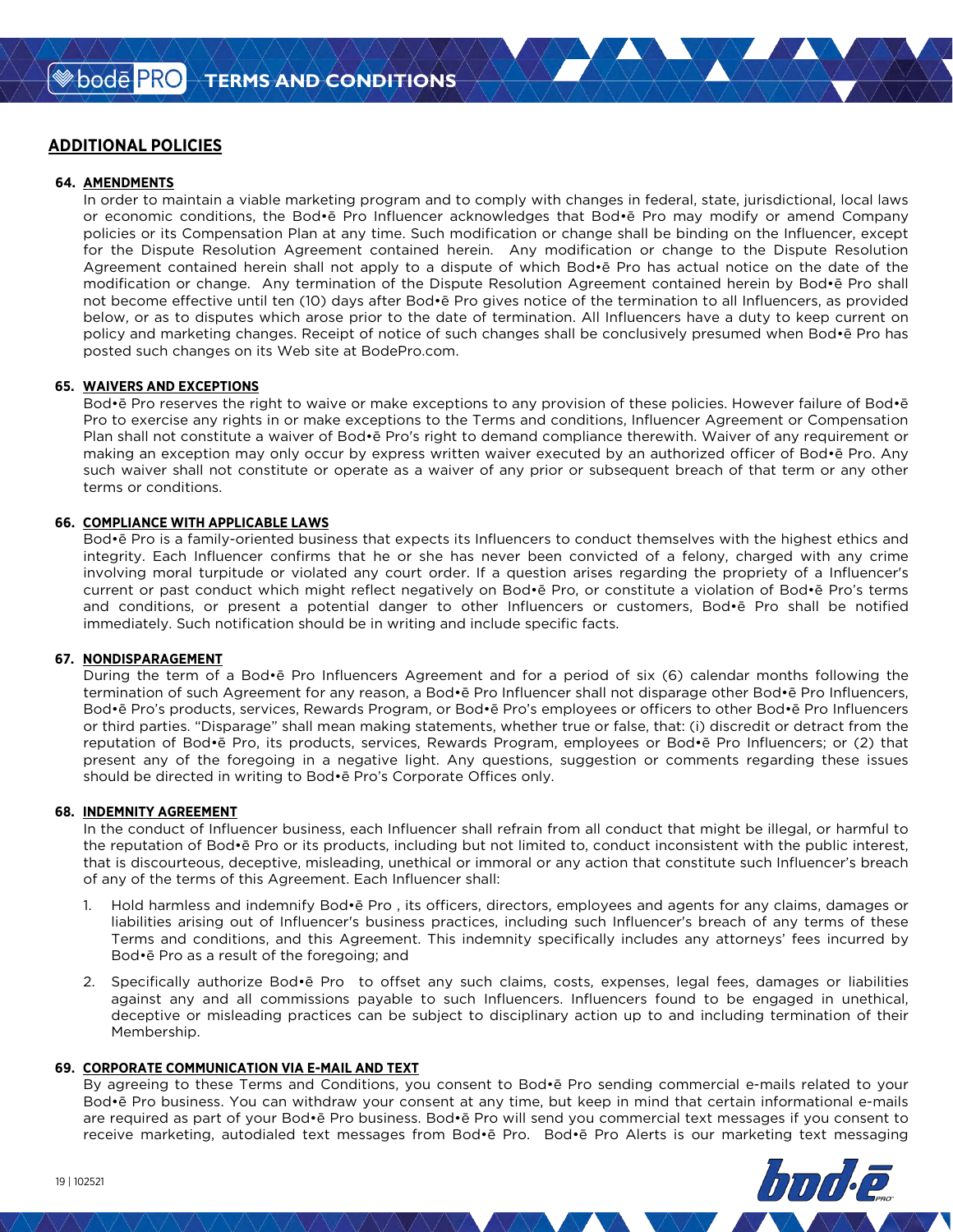## ADDITIONAL POLICIES

### 64. AMENDMENTS

In order to maintain a viable marketing program and to comply with changes in federal, state, jurisdictional, local laws or economic conditions, the Bod•ē Pro Influencer acknowledges that Bod•ē Pro may modify or amend Company policies or its Compensation Plan at any time. Such modification or change shall be binding on the Influencer, except for the Dispute Resolution Agreement contained herein. Any modification or change to the Dispute Resolution Agreement contained herein shall not apply to a dispute of which Bod•ē Pro has actual notice on the date of the modification or change. Any termination of the Dispute Resolution Agreement contained herein by Bod•ē Pro shall not become effective until ten (10) days after Bod•ē Pro gives notice of the termination to all Influencers, as provided below, or as to disputes which arose prior to the date of termination. All Influencers have a duty to keep current on policy and marketing changes. Receipt of notice of such changes shall be conclusively presumed when Bod•ē Pro has posted such changes on its Web site at BodePro.com.

### 65. WAIVERS AND EXCEPTIONS

Bod•ē Pro reserves the right to waive or make exceptions to any provision of these policies. However failure of Bod•ē Pro to exercise any rights in or make exceptions to the Terms and conditions, Influencer Agreement or Compensation Plan shall not constitute a waiver of Bod•ē Pro's right to demand compliance therewith. Waiver of any requirement or making an exception may only occur by express written waiver executed by an authorized officer of Bod•ē Pro. Any such waiver shall not constitute or operate as a waiver of any prior or subsequent breach of that term or any other terms or conditions.

### 66. COMPLIANCE WITH APPLICABLE LAWS

Bod•ē Pro is a family-oriented business that expects its Influencers to conduct themselves with the highest ethics and integrity. Each Influencer confirms that he or she has never been convicted of a felony, charged with any crime involving moral turpitude or violated any court order. If a question arises regarding the propriety of a Influencer's current or past conduct which might reflect negatively on Bod•ē Pro, or constitute a violation of Bod•ē Pro's terms and conditions, or present a potential danger to other Influencers or customers, Bod•ē Pro shall be notified immediately. Such notification should be in writing and include specific facts.

### 67. NONDISPARAGEMENT

During the term of a Bod•ē Pro Influencers Agreement and for a period of six (6) calendar months following the termination of such Agreement for any reason, a Bod•ē Pro Influencer shall not disparage other Bod•ē Pro Influencers, Bod•ē Pro's products, services, Rewards Program, or Bod•ē Pro's employees or officers to other Bod•ē Pro Influencers or third parties. "Disparage" shall mean making statements, whether true or false, that: (i) discredit or detract from the reputation of Bod•ē Pro, its products, services, Rewards Program, employees or Bod•ē Pro Influencers; or (2) that present any of the foregoing in a negative light. Any questions, suggestion or comments regarding these issues should be directed in writing to Bod•ē Pro's Corporate Offices only.

### 68. INDEMNITY AGREEMENT

In the conduct of Influencer business, each Influencer shall refrain from all conduct that might be illegal, or harmful to the reputation of Bod•ē Pro or its products, including but not limited to, conduct inconsistent with the public interest, that is discourteous, deceptive, misleading, unethical or immoral or any action that constitute such Influencer's breach of any of the terms of this Agreement. Each Influencer shall:

1. Hold harmless and indemnify Bod•ē Pro , its officers, directors, employees and agents for any claims, damages or liabilities arising out of Influencer's business practices, including such Influencer's breach of any terms of these Terms and conditions, and this Agreement. This indemnity specifically includes any attorneys' fees incurred by Bod•ē Pro as a result of the foregoing; and
2. Specifically authorize Bod•ē Pro to offset any such claims, costs, expenses, legal fees, damages or liabilities against any and all commissions payable to such Influencers. Influencers found to be engaged in unethical, deceptive or misleading practices can be subject to disciplinary action up to and including termination of their Membership.

### 69. CORPORATE COMMUNICATION VIA E-MAIL AND TEXT

By agreeing to these Terms and Conditions, you consent to Bod•ē Pro sending commercial e-mails related to your Bod•ē Pro business. You can withdraw your consent at any time, but keep in mind that certain informational e-mails are required as part of your Bod•ē Pro business. Bod•ē Pro will send you commercial text messages if you consent to receive marketing, autodialed text messages from Bod•ē Pro. Bod•ē Pro Alerts is our marketing text messaging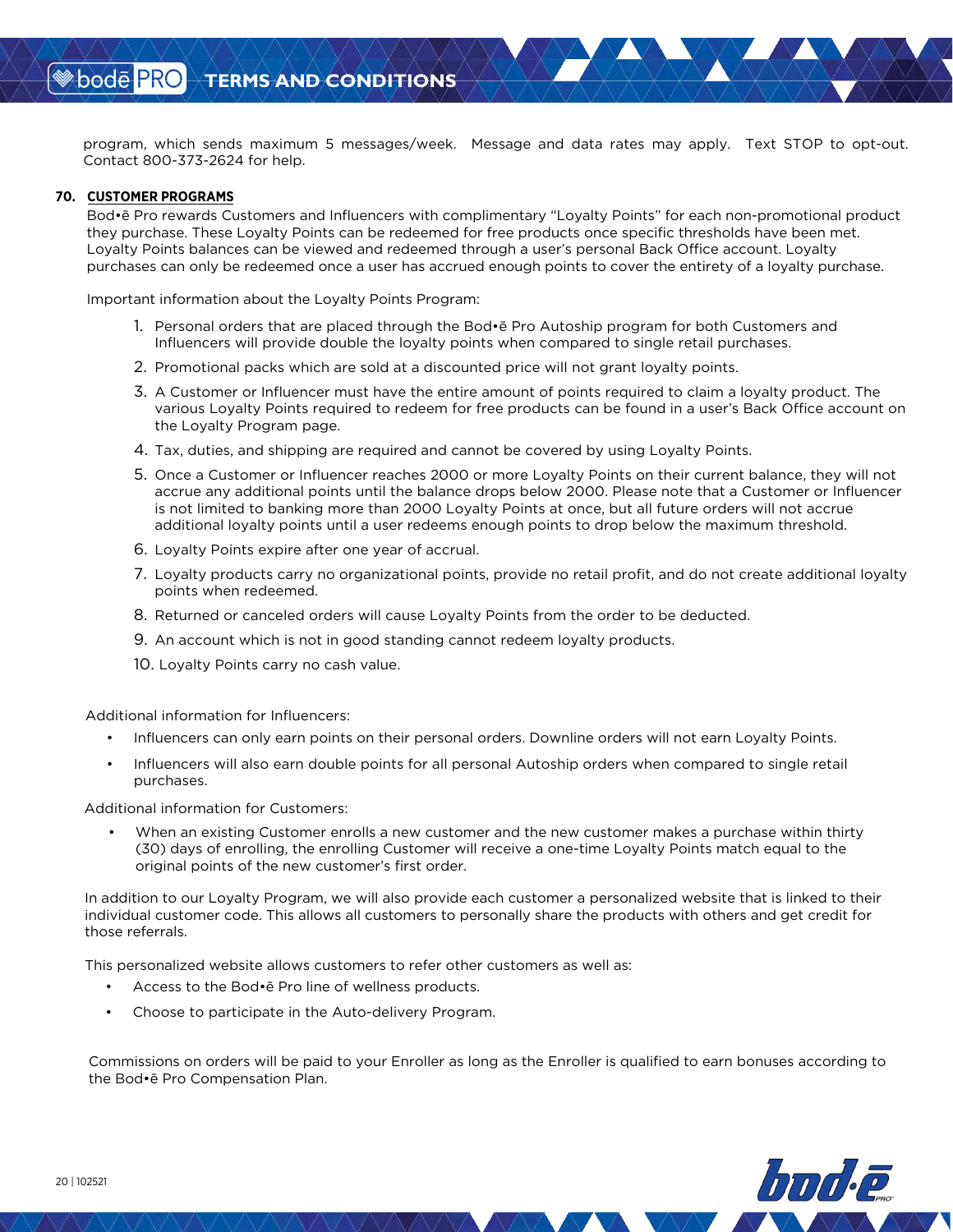program, which sends maximum 5 messages/week. Message and data rates may apply. Text STOP to opt-out. Contact 800-373-2624 for help.

**70. CUSTOMER PROGRAMS**

Bod•ē Pro rewards Customers and Influencers with complimentary "Loyalty Points" for each non-promotional product they purchase. These Loyalty Points can be redeemed for free products once specific thresholds have been met. Loyalty Points balances can be viewed and redeemed through a user's personal Back Office account. Loyalty purchases can only be redeemed once a user has accrued enough points to cover the entirety of a loyalty purchase.

Important information about the Loyalty Points Program:

1. Personal orders that are placed through the Bod•ē Pro Autoship program for both Customers and Influencers will provide double the loyalty points when compared to single retail purchases.
2. Promotional packs which are sold at a discounted price will not grant loyalty points.
3. A Customer or Influencer must have the entire amount of points required to claim a loyalty product. The various Loyalty Points required to redeem for free products can be found in a user's Back Office account on the Loyalty Program page.
4. Tax, duties, and shipping are required and cannot be covered by using Loyalty Points.
5. Once a Customer or Influencer reaches 2000 or more Loyalty Points on their current balance, they will not accrue any additional points until the balance drops below 2000. Please note that a Customer or Influencer is not limited to banking more than 2000 Loyalty Points at once, but all future orders will not accrue additional loyalty points until a user redeems enough points to drop below the maximum threshold.
6. Loyalty Points expire after one year of accrual.
7. Loyalty products carry no organizational points, provide no retail profit, and do not create additional loyalty points when redeemed.
8. Returned or canceled orders will cause Loyalty Points from the order to be deducted.
9. An account which is not in good standing cannot redeem loyalty products.
10. Loyalty Points carry no cash value.

Additional information for Influencers:

- Influencers can only earn points on their personal orders. Downline orders will not earn Loyalty Points.
- Influencers will also earn double points for all personal Autoship orders when compared to single retail purchases.

Additional information for Customers:

- When an existing Customer enrolls a new customer and the new customer makes a purchase within thirty (30) days of enrolling, the enrolling Customer will receive a one-time Loyalty Points match equal to the original points of the new customer's first order.

In addition to our Loyalty Program, we will also provide each customer a personalized website that is linked to their individual customer code. This allows all customers to personally share the products with others and get credit for those referrals.

This personalized website allows customers to refer other customers as well as:

- Access to the Bod•ē Pro line of wellness products.
- Choose to participate in the Auto-delivery Program.

Commissions on orders will be paid to your Enroller as long as the Enroller is qualified to earn bonuses according to the Bod•ē Pro Compensation Plan.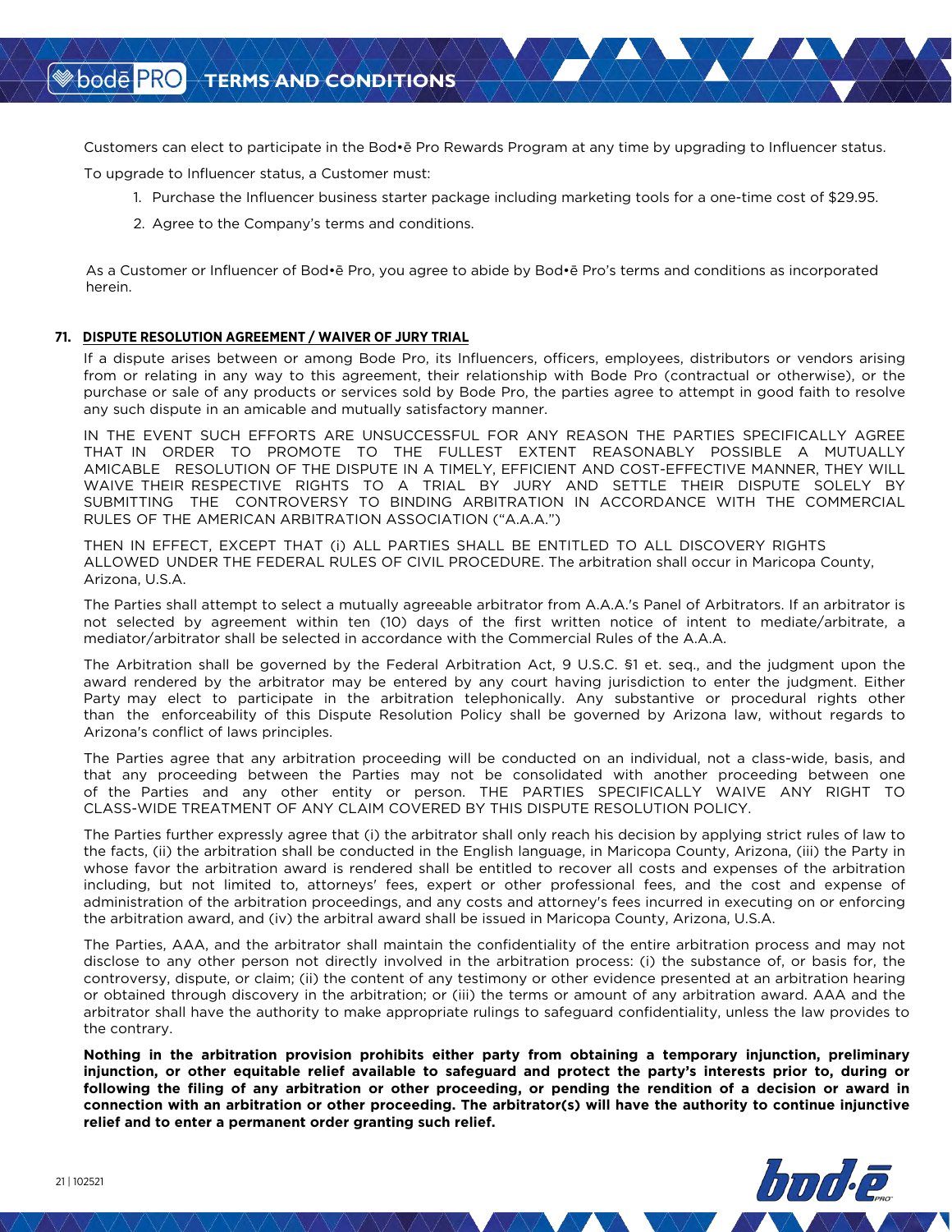Customers can elect to participate in the Bod•ē Pro Rewards Program at any time by upgrading to Influencer status.

To upgrade to Influencer status, a Customer must:

1. Purchase the Influencer business starter package including marketing tools for a one-time cost of $29.95.
2. Agree to the Company's terms and conditions.

As a Customer or Influencer of Bod•ē Pro, you agree to abide by Bod•ē Pro's terms and conditions as incorporated herein.

## 71. DISPUTE RESOLUTION AGREEMENT / WAIVER OF JURY TRIAL

If a dispute arises between or among Bode Pro, its Influencers, officers, employees, distributors or vendors arising from or relating in any way to this agreement, their relationship with Bode Pro (contractual or otherwise), or the purchase or sale of any products or services sold by Bode Pro, the parties agree to attempt in good faith to resolve any such dispute in an amicable and mutually satisfactory manner.

IN THE EVENT SUCH EFFORTS ARE UNSUCCESSFUL FOR ANY REASON THE PARTIES SPECIFICALLY AGREE THAT IN ORDER TO PROMOTE TO THE FULLEST EXTENT REASONABLY POSSIBLE A MUTUALLY AMICABLE RESOLUTION OF THE DISPUTE IN A TIMELY, EFFICIENT AND COST-EFFECTIVE MANNER, THEY WILL WAIVE THEIR RESPECTIVE RIGHTS TO A TRIAL BY JURY AND SETTLE THEIR DISPUTE SOLELY BY SUBMITTING THE CONTROVERSY TO BINDING ARBITRATION IN ACCORDANCE WITH THE COMMERCIAL RULES OF THE AMERICAN ARBITRATION ASSOCIATION ("A.A.A.")

THEN IN EFFECT, EXCEPT THAT (i) ALL PARTIES SHALL BE ENTITLED TO ALL DISCOVERY RIGHTS ALLOWED UNDER THE FEDERAL RULES OF CIVIL PROCEDURE. The arbitration shall occur in Maricopa County, Arizona, U.S.A.

The Parties shall attempt to select a mutually agreeable arbitrator from A.A.A.'s Panel of Arbitrators. If an arbitrator is not selected by agreement within ten (10) days of the first written notice of intent to mediate/arbitrate, a mediator/arbitrator shall be selected in accordance with the Commercial Rules of the A.A.A.

The Arbitration shall be governed by the Federal Arbitration Act, 9 U.S.C. §1 et. seq., and the judgment upon the award rendered by the arbitrator may be entered by any court having jurisdiction to enter the judgment. Either Party may elect to participate in the arbitration telephonically. Any substantive or procedural rights other than the enforceability of this Dispute Resolution Policy shall be governed by Arizona law, without regards to Arizona's conflict of laws principles.

The Parties agree that any arbitration proceeding will be conducted on an individual, not a class-wide, basis, and that any proceeding between the Parties may not be consolidated with another proceeding between one of the Parties and any other entity or person. THE PARTIES SPECIFICALLY WAIVE ANY RIGHT TO CLASS-WIDE TREATMENT OF ANY CLAIM COVERED BY THIS DISPUTE RESOLUTION POLICY.

The Parties further expressly agree that (i) the arbitrator shall only reach his decision by applying strict rules of law to the facts, (ii) the arbitration shall be conducted in the English language, in Maricopa County, Arizona, (iii) the Party in whose favor the arbitration award is rendered shall be entitled to recover all costs and expenses of the arbitration including, but not limited to, attorneys' fees, expert or other professional fees, and the cost and expense of administration of the arbitration proceedings, and any costs and attorney's fees incurred in executing on or enforcing the arbitration award, and (iv) the arbitral award shall be issued in Maricopa County, Arizona, U.S.A.

The Parties, AAA, and the arbitrator shall maintain the confidentiality of the entire arbitration process and may not disclose to any other person not directly involved in the arbitration process: (i) the substance of, or basis for, the controversy, dispute, or claim; (ii) the content of any testimony or other evidence presented at an arbitration hearing or obtained through discovery in the arbitration; or (iii) the terms or amount of any arbitration award. AAA and the arbitrator shall have the authority to make appropriate rulings to safeguard confidentiality, unless the law provides to the contrary.

**Nothing in the arbitration provision prohibits either party from obtaining a temporary injunction, preliminary injunction, or other equitable relief available to safeguard and protect the party's interests prior to, during or following the filing of any arbitration or other proceeding, or pending the rendition of a decision or award in connection with an arbitration or other proceeding. The arbitrator(s) will have the authority to continue injunctive relief and to enter a permanent order granting such relief.**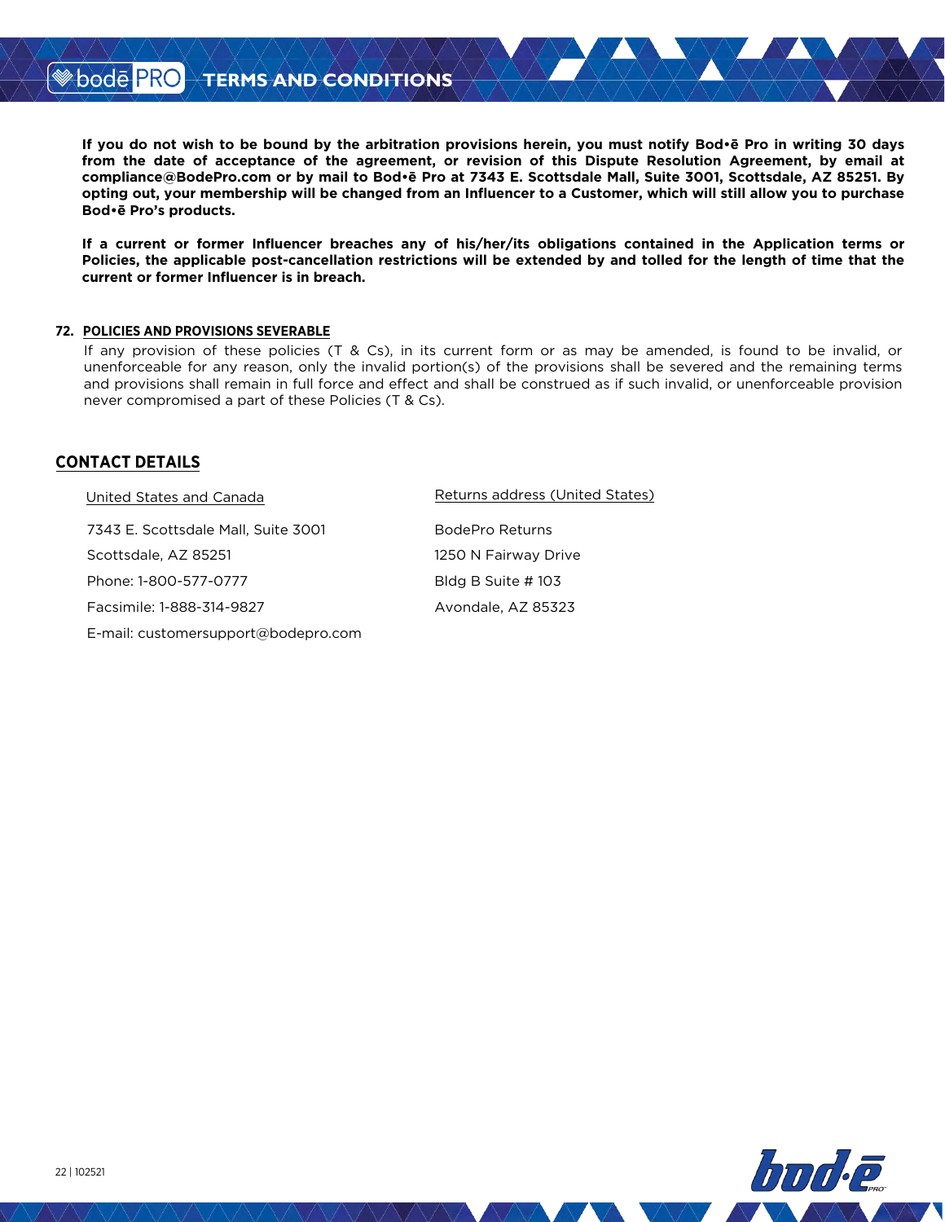**If you do not wish to be bound by the arbitration provisions herein, you must notify Bod•ē Pro in writing 30 days from the date of acceptance of the agreement, or revision of this Dispute Resolution Agreement, by email at compliance@BodePro.com or by mail to Bod•ē Pro at 7343 E. Scottsdale Mall, Suite 3001, Scottsdale, AZ 85251. By opting out, your membership will be changed from an Influencer to a Customer, which will still allow you to purchase Bod•ē Pro's products.**

**If a current or former Influencer breaches any of his/her/its obligations contained in the Application terms or Policies, the applicable post-cancellation restrictions will be extended by and tolled for the length of time that the current or former Influencer is in breach.**

**72. POLICIES AND PROVISIONS SEVERABLE**

If any provision of these policies (T & Cs), in its current form or as may be amended, is found to be invalid, or unenforceable for any reason, only the invalid portion(s) of the provisions shall be severed and the remaining terms and provisions shall remain in full force and effect and shall be construed as if such invalid, or unenforceable provision never compromised a part of these Policies (T & Cs).

## CONTACT DETAILS

United States and Canada

7343 E. Scottsdale Mall, Suite 3001
Scottsdale, AZ 85251
Phone: 1-800-577-0777
Facsimile: 1-888-314-9827
E-mail: customersupport@bodepro.com

Returns address (United States)

BodePro Returns
1250 N Fairway Drive
Bldg B Suite # 103
Avondale, AZ 85323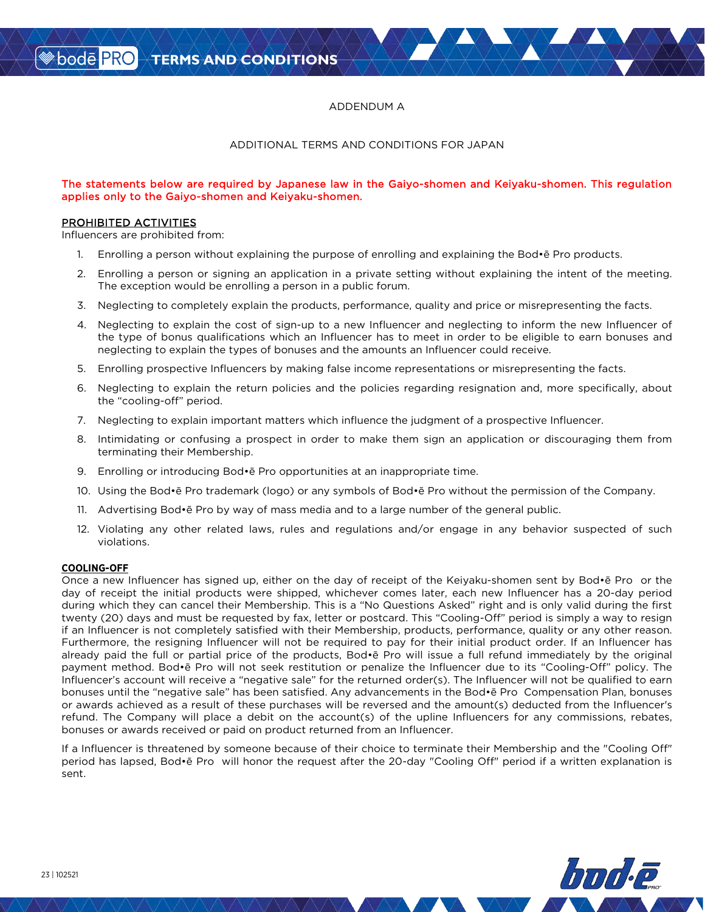ADDENDUM A

ADDITIONAL TERMS AND CONDITIONS FOR JAPAN

The statements below are required by Japanese law in the Gaiyo-shomen and Keiyaku-shomen. This regulation applies only to the Gaiyo-shomen and Keiyaku-shomen.

## PROHIBITED ACTIVITIES

Influencers are prohibited from:

1. Enrolling a person without explaining the purpose of enrolling and explaining the Bod•ē Pro products.
2. Enrolling a person or signing an application in a private setting without explaining the intent of the meeting. The exception would be enrolling a person in a public forum.
3. Neglecting to completely explain the products, performance, quality and price or misrepresenting the facts.
4. Neglecting to explain the cost of sign-up to a new Influencer and neglecting to inform the new Influencer of the type of bonus qualifications which an Influencer has to meet in order to be eligible to earn bonuses and neglecting to explain the types of bonuses and the amounts an Influencer could receive.
5. Enrolling prospective Influencers by making false income representations or misrepresenting the facts.
6. Neglecting to explain the return policies and the policies regarding resignation and, more specifically, about the "cooling-off" period.
7. Neglecting to explain important matters which influence the judgment of a prospective Influencer.
8. Intimidating or confusing a prospect in order to make them sign an application or discouraging them from terminating their Membership.
9. Enrolling or introducing Bod•ē Pro opportunities at an inappropriate time.
10. Using the Bod•ē Pro trademark (logo) or any symbols of Bod•ē Pro without the permission of the Company.
11. Advertising Bod•ē Pro by way of mass media and to a large number of the general public.
12. Violating any other related laws, rules and regulations and/or engage in any behavior suspected of such violations.

## COOLING-OFF

Once a new Influencer has signed up, either on the day of receipt of the Keiyaku-shomen sent by Bod•ē Pro or the day of receipt the initial products were shipped, whichever comes later, each new Influencer has a 20-day period during which they can cancel their Membership. This is a "No Questions Asked" right and is only valid during the first twenty (20) days and must be requested by fax, letter or postcard. This "Cooling-Off" period is simply a way to resign if an Influencer is not completely satisfied with their Membership, products, performance, quality or any other reason. Furthermore, the resigning Influencer will not be required to pay for their initial product order. If an Influencer has already paid the full or partial price of the products, Bod•ē Pro will issue a full refund immediately by the original payment method. Bod•ē Pro will not seek restitution or penalize the Influencer due to its "Cooling-Off" policy. The Influencer's account will receive a "negative sale" for the returned order(s). The Influencer will not be qualified to earn bonuses until the "negative sale" has been satisfied. Any advancements in the Bod•ē Pro Compensation Plan, bonuses or awards achieved as a result of these purchases will be reversed and the amount(s) deducted from the Influencer's refund. The Company will place a debit on the account(s) of the upline Influencers for any commissions, rebates, bonuses or awards received or paid on product returned from an Influencer.

If a Influencer is threatened by someone because of their choice to terminate their Membership and the "Cooling Off" period has lapsed, Bod•ē Pro will honor the request after the 20-day "Cooling Off" period if a written explanation is sent.